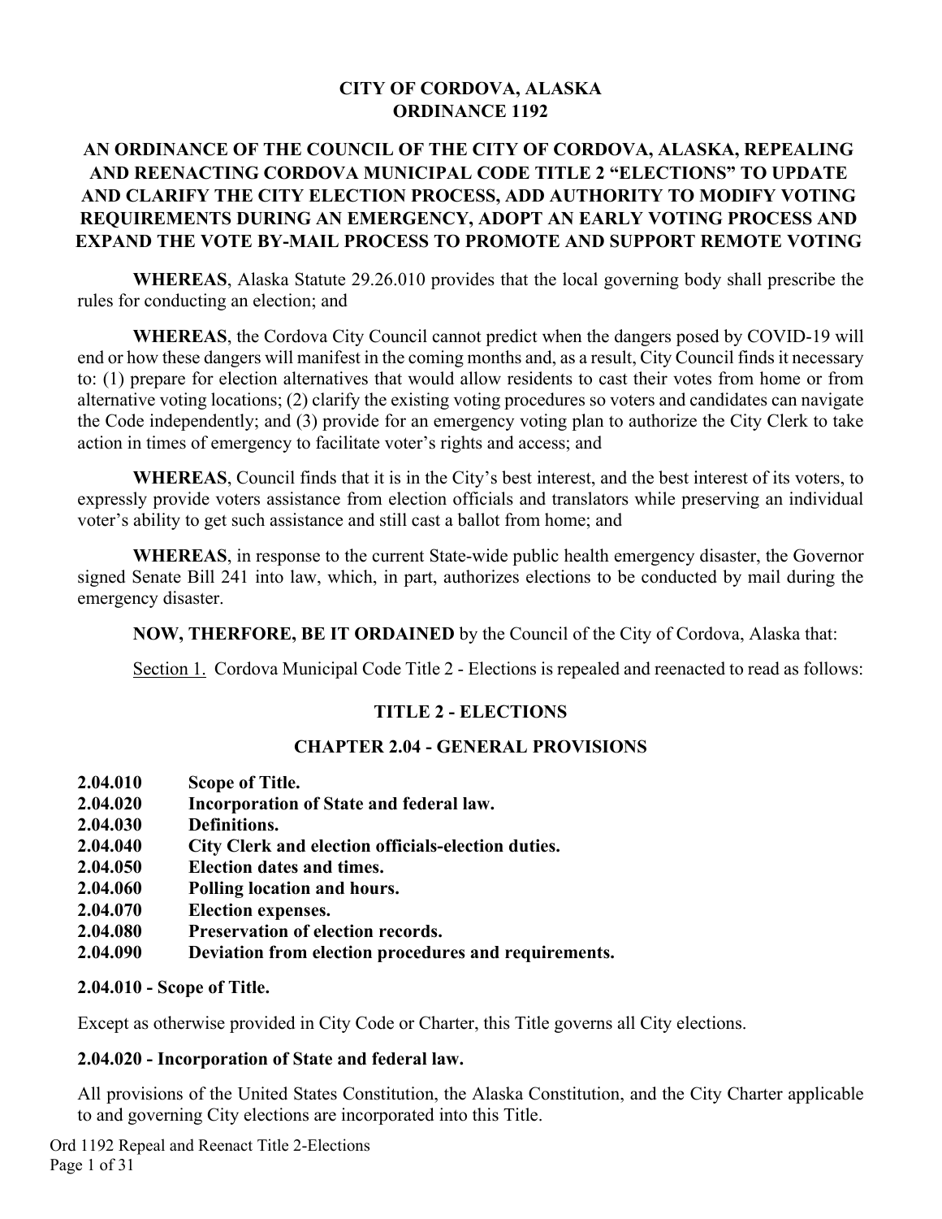# CITY OF CORDOVA, ALASKA
# ORDINANCE 1192

## AN ORDINANCE OF THE COUNCIL OF THE CITY OF CORDOVA, ALASKA, REPEALING AND REENACTING CORDOVA MUNICIPAL CODE TITLE 2 "ELECTIONS" TO UPDATE AND CLARIFY THE CITY ELECTION PROCESS, ADD AUTHORITY TO MODIFY VOTING REQUIREMENTS DURING AN EMERGENCY, ADOPT AN EARLY VOTING PROCESS AND EXPAND THE VOTE BY-MAIL PROCESS TO PROMOTE AND SUPPORT REMOTE VOTING

**WHEREAS**, Alaska Statute 29.26.010 provides that the local governing body shall prescribe the rules for conducting an election; and

**WHEREAS**, the Cordova City Council cannot predict when the dangers posed by COVID-19 will end or how these dangers will manifest in the coming months and, as a result, City Council finds it necessary to: (1) prepare for election alternatives that would allow residents to cast their votes from home or from alternative voting locations; (2) clarify the existing voting procedures so voters and candidates can navigate the Code independently; and (3) provide for an emergency voting plan to authorize the City Clerk to take action in times of emergency to facilitate voter's rights and access; and

**WHEREAS**, Council finds that it is in the City's best interest, and the best interest of its voters, to expressly provide voters assistance from election officials and translators while preserving an individual voter's ability to get such assistance and still cast a ballot from home; and

**WHEREAS**, in response to the current State-wide public health emergency disaster, the Governor signed Senate Bill 241 into law, which, in part, authorizes elections to be conducted by mail during the emergency disaster.

**NOW, THERFORE, BE IT ORDAINED** by the Council of the City of Cordova, Alaska that:

Section 1. Cordova Municipal Code Title 2 - Elections is repealed and reenacted to read as follows:

## TITLE 2 - ELECTIONS

## CHAPTER 2.04 - GENERAL PROVISIONS

**2.04.010 Scope of Title.**
**2.04.020 Incorporation of State and federal law.**
**2.04.030 Definitions.**
**2.04.040 City Clerk and election officials-election duties.**
**2.04.050 Election dates and times.**
**2.04.060 Polling location and hours.**
**2.04.070 Election expenses.**
**2.04.080 Preservation of election records.**
**2.04.090 Deviation from election procedures and requirements.**

### 2.04.010 - Scope of Title.

Except as otherwise provided in City Code or Charter, this Title governs all City elections.

### 2.04.020 - Incorporation of State and federal law.

All provisions of the United States Constitution, the Alaska Constitution, and the City Charter applicable to and governing City elections are incorporated into this Title.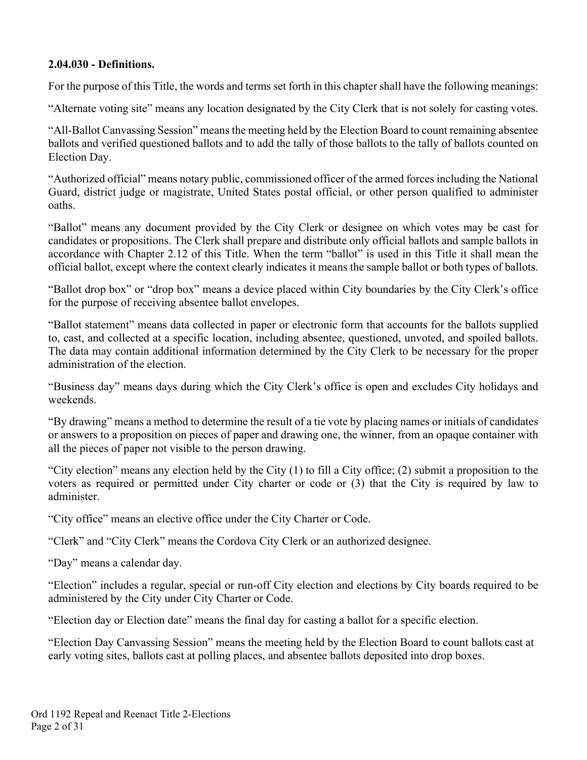**2.04.030 - Definitions.**

For the purpose of this Title, the words and terms set forth in this chapter shall have the following meanings:

"Alternate voting site" means any location designated by the City Clerk that is not solely for casting votes.

"All-Ballot Canvassing Session" means the meeting held by the Election Board to count remaining absentee ballots and verified questioned ballots and to add the tally of those ballots to the tally of ballots counted on Election Day.

"Authorized official" means notary public, commissioned officer of the armed forces including the National Guard, district judge or magistrate, United States postal official, or other person qualified to administer oaths.

"Ballot" means any document provided by the City Clerk or designee on which votes may be cast for candidates or propositions. The Clerk shall prepare and distribute only official ballots and sample ballots in accordance with Chapter 2.12 of this Title. When the term "ballot" is used in this Title it shall mean the official ballot, except where the context clearly indicates it means the sample ballot or both types of ballots.

"Ballot drop box" or "drop box" means a device placed within City boundaries by the City Clerk's office for the purpose of receiving absentee ballot envelopes.

"Ballot statement" means data collected in paper or electronic form that accounts for the ballots supplied to, cast, and collected at a specific location, including absentee, questioned, unvoted, and spoiled ballots. The data may contain additional information determined by the City Clerk to be necessary for the proper administration of the election.

"Business day" means days during which the City Clerk's office is open and excludes City holidays and weekends.

"By drawing" means a method to determine the result of a tie vote by placing names or initials of candidates or answers to a proposition on pieces of paper and drawing one, the winner, from an opaque container with all the pieces of paper not visible to the person drawing.

"City election" means any election held by the City (1) to fill a City office; (2) submit a proposition to the voters as required or permitted under City charter or code or (3) that the City is required by law to administer.

"City office" means an elective office under the City Charter or Code.

"Clerk" and "City Clerk" means the Cordova City Clerk or an authorized designee.

"Day" means a calendar day.

"Election" includes a regular, special or run-off City election and elections by City boards required to be administered by the City under City Charter or Code.

"Election day or Election date" means the final day for casting a ballot for a specific election.

"Election Day Canvassing Session" means the meeting held by the Election Board to count ballots cast at early voting sites, ballots cast at polling places, and absentee ballots deposited into drop boxes.

Ord 1192 Repeal and Reenact Title 2-Elections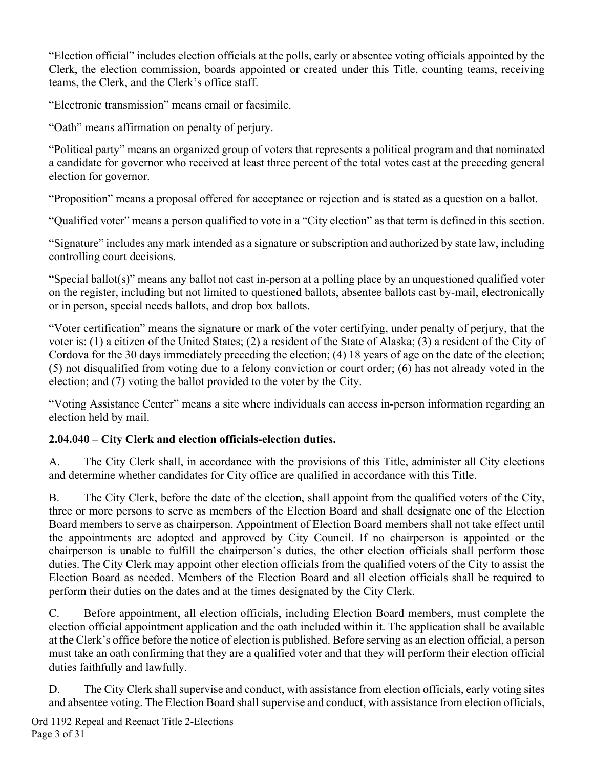"Election official" includes election officials at the polls, early or absentee voting officials appointed by the Clerk, the election commission, boards appointed or created under this Title, counting teams, receiving teams, the Clerk, and the Clerk's office staff.

"Electronic transmission" means email or facsimile.

"Oath" means affirmation on penalty of perjury.

"Political party" means an organized group of voters that represents a political program and that nominated a candidate for governor who received at least three percent of the total votes cast at the preceding general election for governor.

"Proposition" means a proposal offered for acceptance or rejection and is stated as a question on a ballot.

"Qualified voter" means a person qualified to vote in a "City election" as that term is defined in this section.

"Signature" includes any mark intended as a signature or subscription and authorized by state law, including controlling court decisions.

"Special ballot(s)" means any ballot not cast in-person at a polling place by an unquestioned qualified voter on the register, including but not limited to questioned ballots, absentee ballots cast by-mail, electronically or in person, special needs ballots, and drop box ballots.

"Voter certification" means the signature or mark of the voter certifying, under penalty of perjury, that the voter is: (1) a citizen of the United States; (2) a resident of the State of Alaska; (3) a resident of the City of Cordova for the 30 days immediately preceding the election; (4) 18 years of age on the date of the election; (5) not disqualified from voting due to a felony conviction or court order; (6) has not already voted in the election; and (7) voting the ballot provided to the voter by the City.

"Voting Assistance Center" means a site where individuals can access in-person information regarding an election held by mail.

**2.04.040 – City Clerk and election officials-election duties.**

A. The City Clerk shall, in accordance with the provisions of this Title, administer all City elections and determine whether candidates for City office are qualified in accordance with this Title.

B. The City Clerk, before the date of the election, shall appoint from the qualified voters of the City, three or more persons to serve as members of the Election Board and shall designate one of the Election Board members to serve as chairperson. Appointment of Election Board members shall not take effect until the appointments are adopted and approved by City Council. If no chairperson is appointed or the chairperson is unable to fulfill the chairperson's duties, the other election officials shall perform those duties. The City Clerk may appoint other election officials from the qualified voters of the City to assist the Election Board as needed. Members of the Election Board and all election officials shall be required to perform their duties on the dates and at the times designated by the City Clerk.

C. Before appointment, all election officials, including Election Board members, must complete the election official appointment application and the oath included within it. The application shall be available at the Clerk's office before the notice of election is published. Before serving as an election official, a person must take an oath confirming that they are a qualified voter and that they will perform their election official duties faithfully and lawfully.

D. The City Clerk shall supervise and conduct, with assistance from election officials, early voting sites and absentee voting. The Election Board shall supervise and conduct, with assistance from election officials,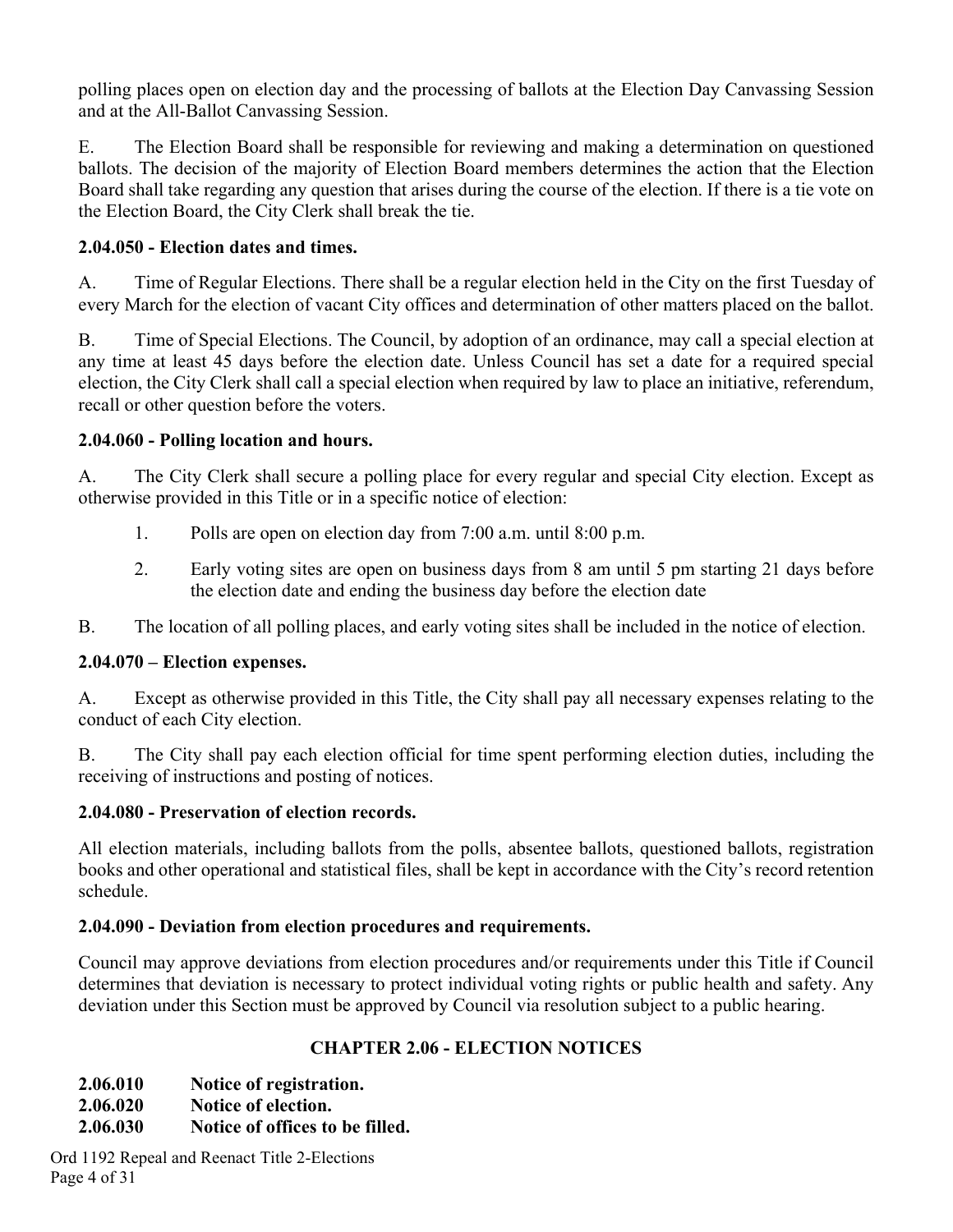polling places open on election day and the processing of ballots at the Election Day Canvassing Session and at the All-Ballot Canvassing Session.

E. The Election Board shall be responsible for reviewing and making a determination on questioned ballots. The decision of the majority of Election Board members determines the action that the Election Board shall take regarding any question that arises during the course of the election. If there is a tie vote on the Election Board, the City Clerk shall break the tie.

**2.04.050 - Election dates and times.**

A. Time of Regular Elections. There shall be a regular election held in the City on the first Tuesday of every March for the election of vacant City offices and determination of other matters placed on the ballot.

B. Time of Special Elections. The Council, by adoption of an ordinance, may call a special election at any time at least 45 days before the election date. Unless Council has set a date for a required special election, the City Clerk shall call a special election when required by law to place an initiative, referendum, recall or other question before the voters.

**2.04.060 - Polling location and hours.**

A. The City Clerk shall secure a polling place for every regular and special City election. Except as otherwise provided in this Title or in a specific notice of election:

1. Polls are open on election day from 7:00 a.m. until 8:00 p.m.
2. Early voting sites are open on business days from 8 am until 5 pm starting 21 days before the election date and ending the business day before the election date

B. The location of all polling places, and early voting sites shall be included in the notice of election.

**2.04.070 – Election expenses.**

A. Except as otherwise provided in this Title, the City shall pay all necessary expenses relating to the conduct of each City election.

B. The City shall pay each election official for time spent performing election duties, including the receiving of instructions and posting of notices.

**2.04.080 - Preservation of election records.**

All election materials, including ballots from the polls, absentee ballots, questioned ballots, registration books and other operational and statistical files, shall be kept in accordance with the City's record retention schedule.

**2.04.090 - Deviation from election procedures and requirements.**

Council may approve deviations from election procedures and/or requirements under this Title if Council determines that deviation is necessary to protect individual voting rights or public health and safety. Any deviation under this Section must be approved by Council via resolution subject to a public hearing.

## CHAPTER 2.06 - ELECTION NOTICES

**2.06.010 Notice of registration.**
**2.06.020 Notice of election.**
**2.06.030 Notice of offices to be filled.**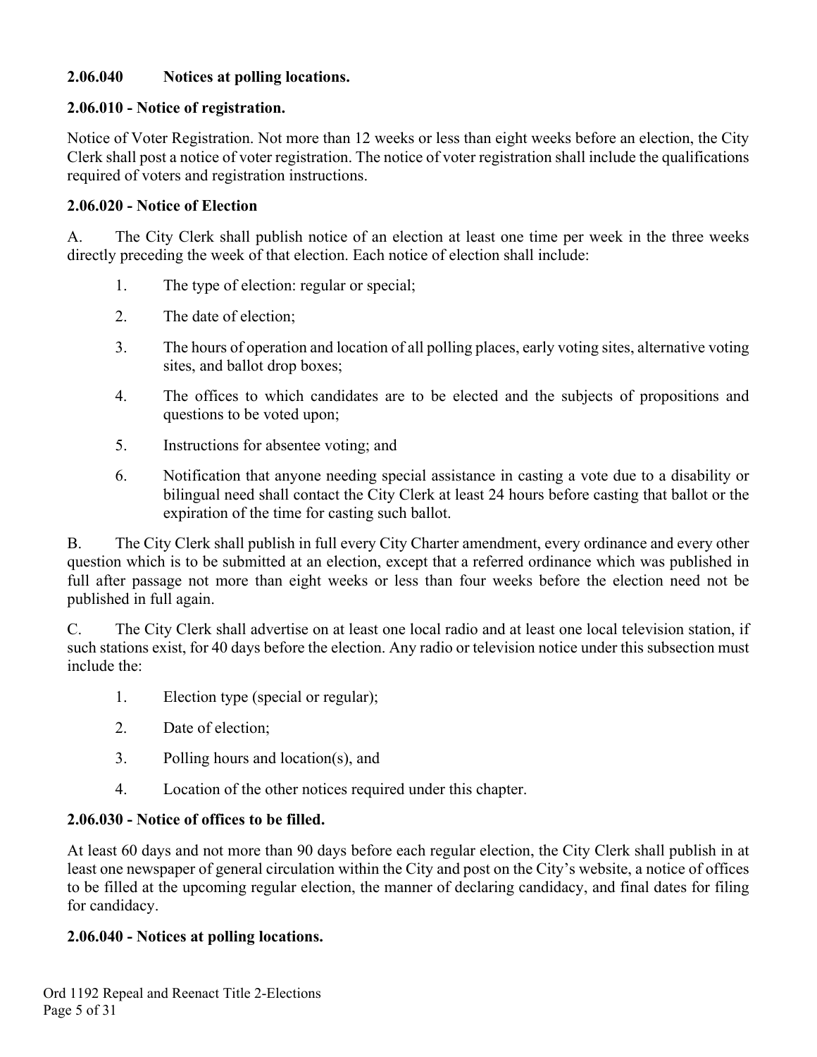**2.06.040 Notices at polling locations.**

### 2.06.010 - Notice of registration.

Notice of Voter Registration. Not more than 12 weeks or less than eight weeks before an election, the City Clerk shall post a notice of voter registration. The notice of voter registration shall include the qualifications required of voters and registration instructions.

### 2.06.020 - Notice of Election

A. The City Clerk shall publish notice of an election at least one time per week in the three weeks directly preceding the week of that election. Each notice of election shall include:

1. The type of election: regular or special;
2. The date of election;
3. The hours of operation and location of all polling places, early voting sites, alternative voting sites, and ballot drop boxes;
4. The offices to which candidates are to be elected and the subjects of propositions and questions to be voted upon;
5. Instructions for absentee voting; and
6. Notification that anyone needing special assistance in casting a vote due to a disability or bilingual need shall contact the City Clerk at least 24 hours before casting that ballot or the expiration of the time for casting such ballot.

B. The City Clerk shall publish in full every City Charter amendment, every ordinance and every other question which is to be submitted at an election, except that a referred ordinance which was published in full after passage not more than eight weeks or less than four weeks before the election need not be published in full again.

C. The City Clerk shall advertise on at least one local radio and at least one local television station, if such stations exist, for 40 days before the election. Any radio or television notice under this subsection must include the:

1. Election type (special or regular);
2. Date of election;
3. Polling hours and location(s), and
4. Location of the other notices required under this chapter.

### 2.06.030 - Notice of offices to be filled.

At least 60 days and not more than 90 days before each regular election, the City Clerk shall publish in at least one newspaper of general circulation within the City and post on the City's website, a notice of offices to be filled at the upcoming regular election, the manner of declaring candidacy, and final dates for filing for candidacy.

### 2.06.040 - Notices at polling locations.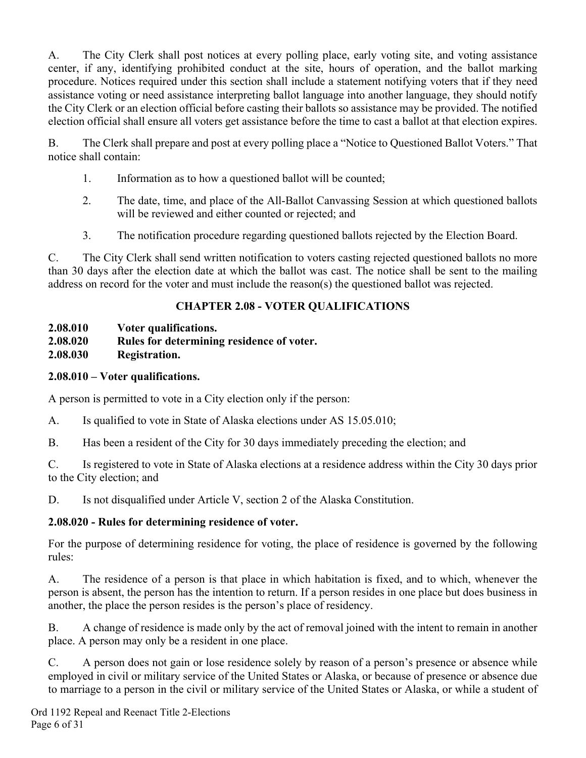A. The City Clerk shall post notices at every polling place, early voting site, and voting assistance center, if any, identifying prohibited conduct at the site, hours of operation, and the ballot marking procedure. Notices required under this section shall include a statement notifying voters that if they need assistance voting or need assistance interpreting ballot language into another language, they should notify the City Clerk or an election official before casting their ballots so assistance may be provided. The notified election official shall ensure all voters get assistance before the time to cast a ballot at that election expires.

B. The Clerk shall prepare and post at every polling place a "Notice to Questioned Ballot Voters." That notice shall contain:

1. Information as to how a questioned ballot will be counted;

2. The date, time, and place of the All-Ballot Canvassing Session at which questioned ballots will be reviewed and either counted or rejected; and

3. The notification procedure regarding questioned ballots rejected by the Election Board.

C. The City Clerk shall send written notification to voters casting rejected questioned ballots no more than 30 days after the election date at which the ballot was cast. The notice shall be sent to the mailing address on record for the voter and must include the reason(s) the questioned ballot was rejected.

## CHAPTER 2.08 - VOTER QUALIFICATIONS

**2.08.010 Voter qualifications.**
**2.08.020 Rules for determining residence of voter.**
**2.08.030 Registration.**

### 2.08.010 – Voter qualifications.

A person is permitted to vote in a City election only if the person:

A. Is qualified to vote in State of Alaska elections under AS 15.05.010;

B. Has been a resident of the City for 30 days immediately preceding the election; and

C. Is registered to vote in State of Alaska elections at a residence address within the City 30 days prior to the City election; and

D. Is not disqualified under Article V, section 2 of the Alaska Constitution.

### 2.08.020 - Rules for determining residence of voter.

For the purpose of determining residence for voting, the place of residence is governed by the following rules:

A. The residence of a person is that place in which habitation is fixed, and to which, whenever the person is absent, the person has the intention to return. If a person resides in one place but does business in another, the place the person resides is the person's place of residency.

B. A change of residence is made only by the act of removal joined with the intent to remain in another place. A person may only be a resident in one place.

C. A person does not gain or lose residence solely by reason of a person's presence or absence while employed in civil or military service of the United States or Alaska, or because of presence or absence due to marriage to a person in the civil or military service of the United States or Alaska, or while a student of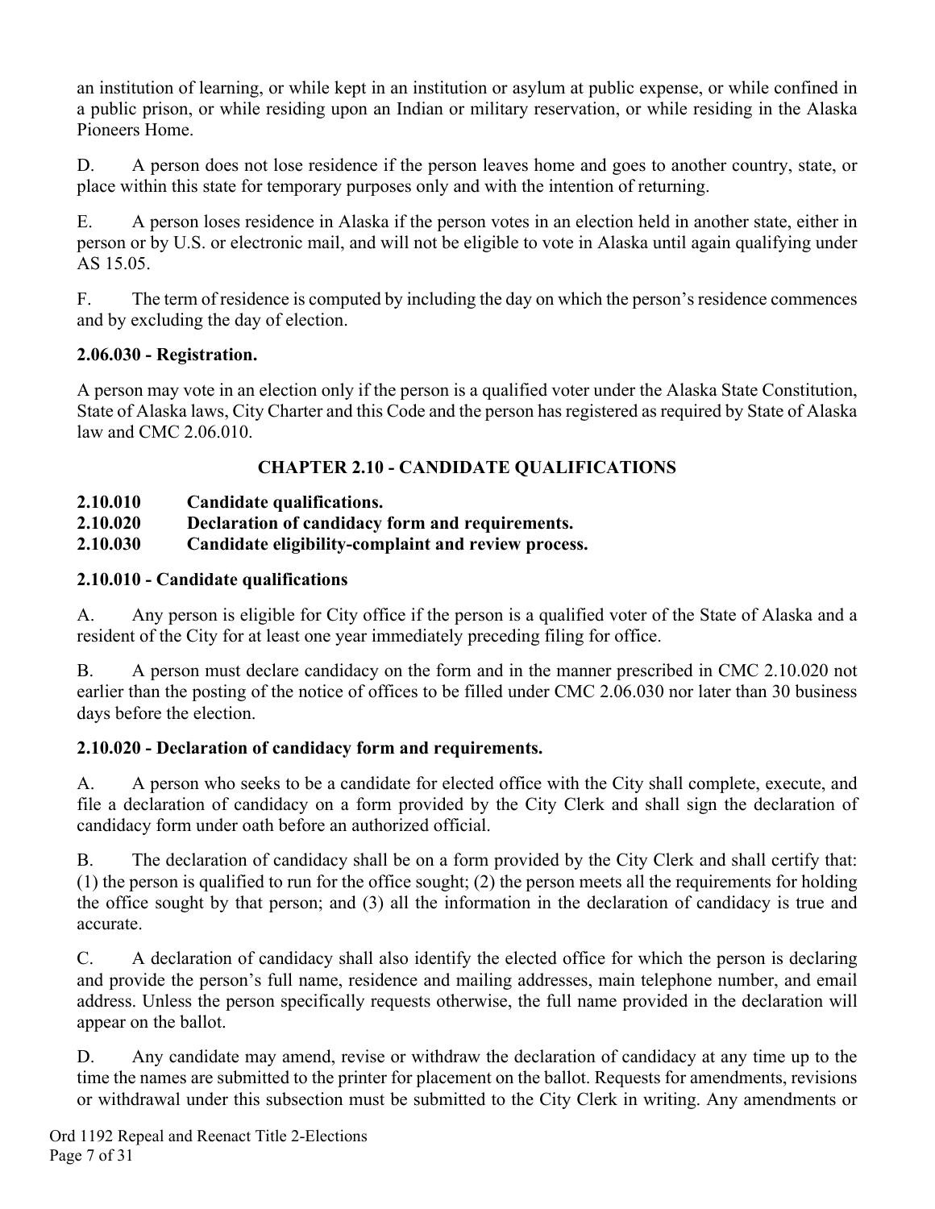an institution of learning, or while kept in an institution or asylum at public expense, or while confined in a public prison, or while residing upon an Indian or military reservation, or while residing in the Alaska Pioneers Home.

D. A person does not lose residence if the person leaves home and goes to another country, state, or place within this state for temporary purposes only and with the intention of returning.

E. A person loses residence in Alaska if the person votes in an election held in another state, either in person or by U.S. or electronic mail, and will not be eligible to vote in Alaska until again qualifying under AS 15.05.

F. The term of residence is computed by including the day on which the person's residence commences and by excluding the day of election.

**2.06.030 - Registration.**

A person may vote in an election only if the person is a qualified voter under the Alaska State Constitution, State of Alaska laws, City Charter and this Code and the person has registered as required by State of Alaska law and CMC 2.06.010.

## CHAPTER 2.10 - CANDIDATE QUALIFICATIONS

**2.10.010 Candidate qualifications.**
**2.10.020 Declaration of candidacy form and requirements.**
**2.10.030 Candidate eligibility-complaint and review process.**

**2.10.010 - Candidate qualifications**

A. Any person is eligible for City office if the person is a qualified voter of the State of Alaska and a resident of the City for at least one year immediately preceding filing for office.

B. A person must declare candidacy on the form and in the manner prescribed in CMC 2.10.020 not earlier than the posting of the notice of offices to be filled under CMC 2.06.030 nor later than 30 business days before the election.

**2.10.020 - Declaration of candidacy form and requirements.**

A. A person who seeks to be a candidate for elected office with the City shall complete, execute, and file a declaration of candidacy on a form provided by the City Clerk and shall sign the declaration of candidacy form under oath before an authorized official.

B. The declaration of candidacy shall be on a form provided by the City Clerk and shall certify that: (1) the person is qualified to run for the office sought; (2) the person meets all the requirements for holding the office sought by that person; and (3) all the information in the declaration of candidacy is true and accurate.

C. A declaration of candidacy shall also identify the elected office for which the person is declaring and provide the person's full name, residence and mailing addresses, main telephone number, and email address. Unless the person specifically requests otherwise, the full name provided in the declaration will appear on the ballot.

D. Any candidate may amend, revise or withdraw the declaration of candidacy at any time up to the time the names are submitted to the printer for placement on the ballot. Requests for amendments, revisions or withdrawal under this subsection must be submitted to the City Clerk in writing. Any amendments or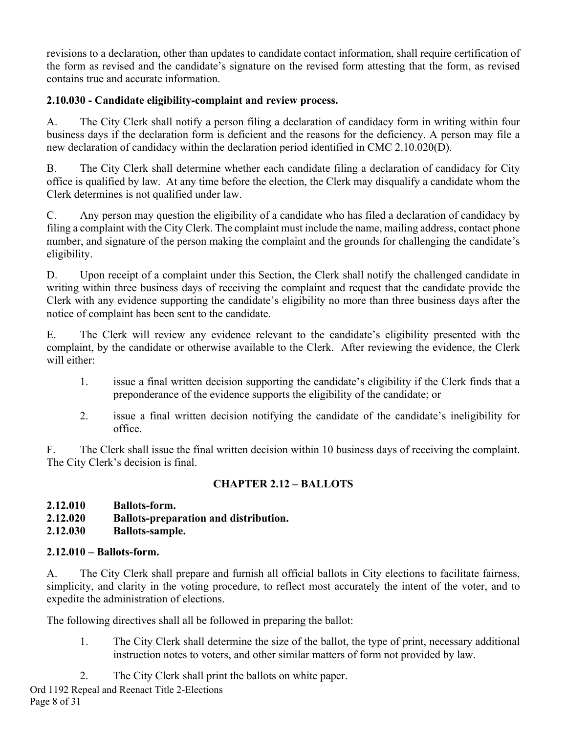revisions to a declaration, other than updates to candidate contact information, shall require certification of the form as revised and the candidate's signature on the revised form attesting that the form, as revised contains true and accurate information.

**2.10.030 - Candidate eligibility-complaint and review process.**

A. The City Clerk shall notify a person filing a declaration of candidacy form in writing within four business days if the declaration form is deficient and the reasons for the deficiency. A person may file a new declaration of candidacy within the declaration period identified in CMC 2.10.020(D).

B. The City Clerk shall determine whether each candidate filing a declaration of candidacy for City office is qualified by law. At any time before the election, the Clerk may disqualify a candidate whom the Clerk determines is not qualified under law.

C. Any person may question the eligibility of a candidate who has filed a declaration of candidacy by filing a complaint with the City Clerk. The complaint must include the name, mailing address, contact phone number, and signature of the person making the complaint and the grounds for challenging the candidate's eligibility.

D. Upon receipt of a complaint under this Section, the Clerk shall notify the challenged candidate in writing within three business days of receiving the complaint and request that the candidate provide the Clerk with any evidence supporting the candidate's eligibility no more than three business days after the notice of complaint has been sent to the candidate.

E. The Clerk will review any evidence relevant to the candidate's eligibility presented with the complaint, by the candidate or otherwise available to the Clerk. After reviewing the evidence, the Clerk will either:

1. issue a final written decision supporting the candidate's eligibility if the Clerk finds that a preponderance of the evidence supports the eligibility of the candidate; or

2. issue a final written decision notifying the candidate of the candidate's ineligibility for office.

F. The Clerk shall issue the final written decision within 10 business days of receiving the complaint. The City Clerk's decision is final.

## CHAPTER 2.12 – BALLOTS

**2.12.010 Ballots-form.**
**2.12.020 Ballots-preparation and distribution.**
**2.12.030 Ballots-sample.**

**2.12.010 – Ballots-form.**

A. The City Clerk shall prepare and furnish all official ballots in City elections to facilitate fairness, simplicity, and clarity in the voting procedure, to reflect most accurately the intent of the voter, and to expedite the administration of elections.

The following directives shall all be followed in preparing the ballot:

1. The City Clerk shall determine the size of the ballot, the type of print, necessary additional instruction notes to voters, and other similar matters of form not provided by law.

2. The City Clerk shall print the ballots on white paper.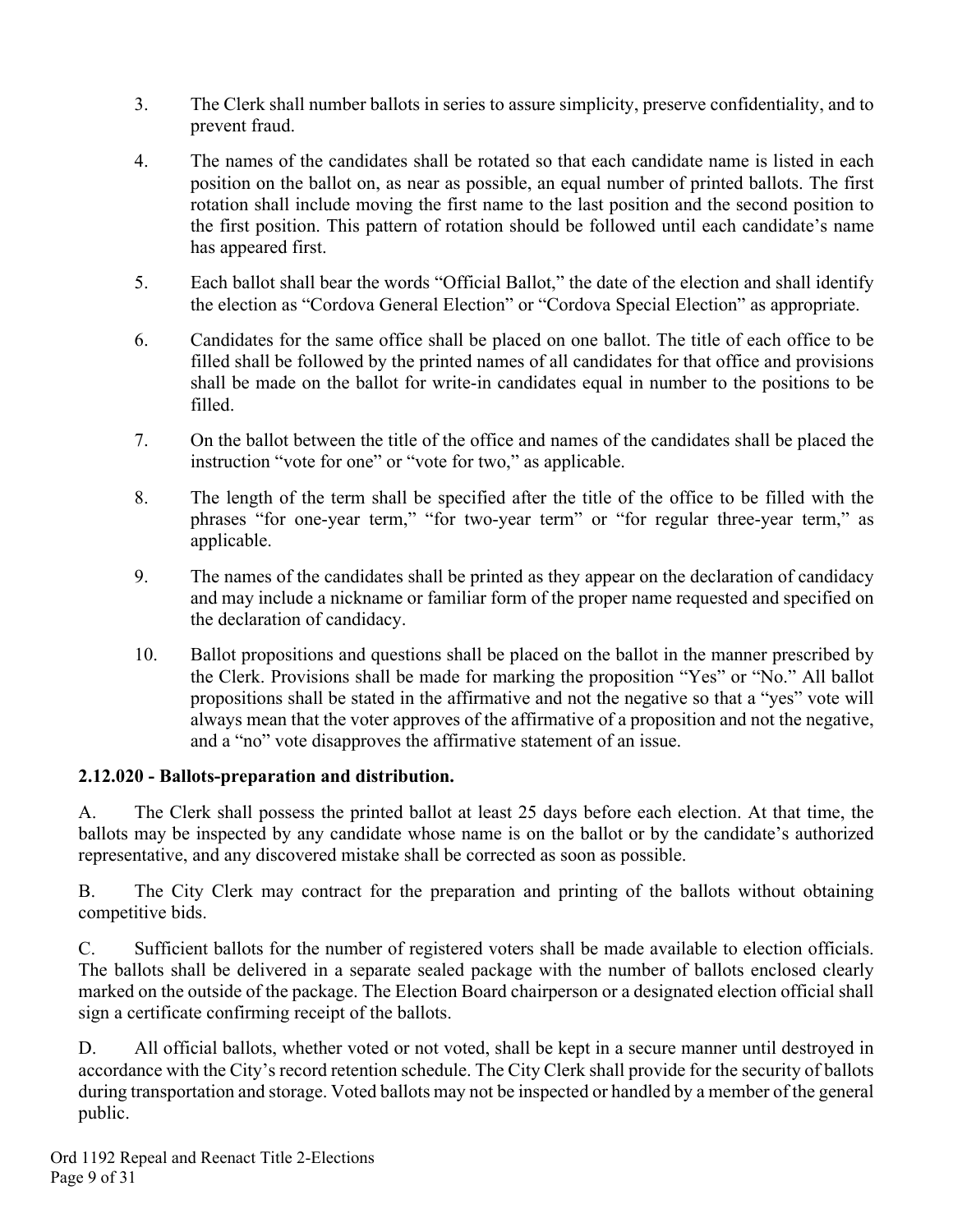3. The Clerk shall number ballots in series to assure simplicity, preserve confidentiality, and to prevent fraud.

4. The names of the candidates shall be rotated so that each candidate name is listed in each position on the ballot on, as near as possible, an equal number of printed ballots. The first rotation shall include moving the first name to the last position and the second position to the first position. This pattern of rotation should be followed until each candidate's name has appeared first.

5. Each ballot shall bear the words "Official Ballot," the date of the election and shall identify the election as "Cordova General Election" or "Cordova Special Election" as appropriate.

6. Candidates for the same office shall be placed on one ballot. The title of each office to be filled shall be followed by the printed names of all candidates for that office and provisions shall be made on the ballot for write-in candidates equal in number to the positions to be filled.

7. On the ballot between the title of the office and names of the candidates shall be placed the instruction "vote for one" or "vote for two," as applicable.

8. The length of the term shall be specified after the title of the office to be filled with the phrases "for one-year term," "for two-year term" or "for regular three-year term," as applicable.

9. The names of the candidates shall be printed as they appear on the declaration of candidacy and may include a nickname or familiar form of the proper name requested and specified on the declaration of candidacy.

10. Ballot propositions and questions shall be placed on the ballot in the manner prescribed by the Clerk. Provisions shall be made for marking the proposition "Yes" or "No." All ballot propositions shall be stated in the affirmative and not the negative so that a "yes" vote will always mean that the voter approves of the affirmative of a proposition and not the negative, and a "no" vote disapproves the affirmative statement of an issue.

**2.12.020 - Ballots-preparation and distribution.**

A. The Clerk shall possess the printed ballot at least 25 days before each election. At that time, the ballots may be inspected by any candidate whose name is on the ballot or by the candidate's authorized representative, and any discovered mistake shall be corrected as soon as possible.

B. The City Clerk may contract for the preparation and printing of the ballots without obtaining competitive bids.

C. Sufficient ballots for the number of registered voters shall be made available to election officials. The ballots shall be delivered in a separate sealed package with the number of ballots enclosed clearly marked on the outside of the package. The Election Board chairperson or a designated election official shall sign a certificate confirming receipt of the ballots.

D. All official ballots, whether voted or not voted, shall be kept in a secure manner until destroyed in accordance with the City's record retention schedule. The City Clerk shall provide for the security of ballots during transportation and storage. Voted ballots may not be inspected or handled by a member of the general public.

Ord 1192 Repeal and Reenact Title 2-Elections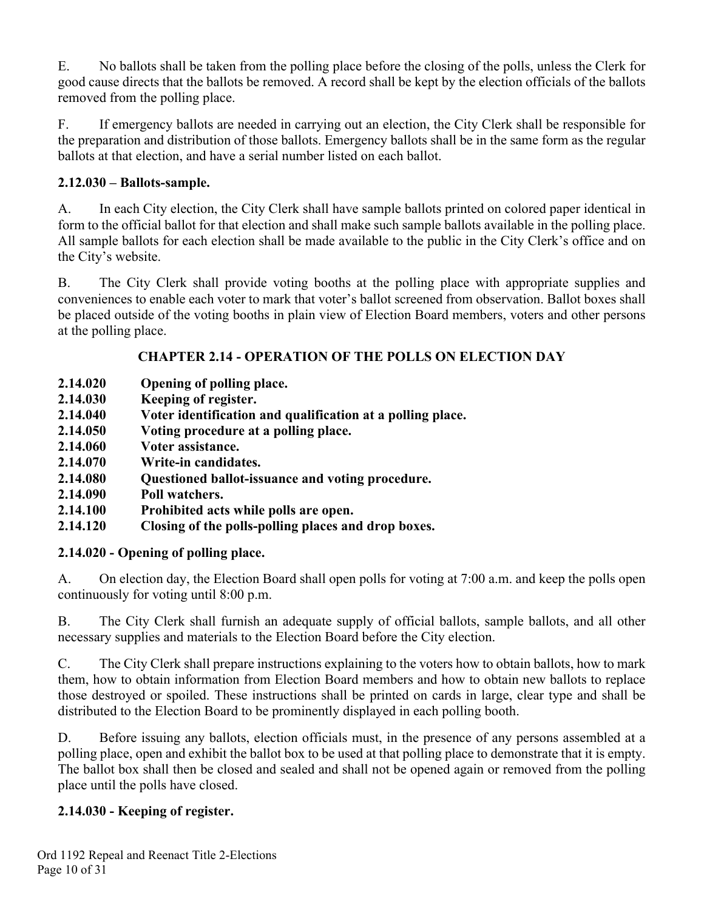E. No ballots shall be taken from the polling place before the closing of the polls, unless the Clerk for good cause directs that the ballots be removed. A record shall be kept by the election officials of the ballots removed from the polling place.

F. If emergency ballots are needed in carrying out an election, the City Clerk shall be responsible for the preparation and distribution of those ballots. Emergency ballots shall be in the same form as the regular ballots at that election, and have a serial number listed on each ballot.

### 2.12.030 – Ballots-sample.

A. In each City election, the City Clerk shall have sample ballots printed on colored paper identical in form to the official ballot for that election and shall make such sample ballots available in the polling place. All sample ballots for each election shall be made available to the public in the City Clerk's office and on the City's website.

B. The City Clerk shall provide voting booths at the polling place with appropriate supplies and conveniences to enable each voter to mark that voter's ballot screened from observation. Ballot boxes shall be placed outside of the voting booths in plain view of Election Board members, voters and other persons at the polling place.

## CHAPTER 2.14 - OPERATION OF THE POLLS ON ELECTION DAY

**2.14.020 Opening of polling place.**
**2.14.030 Keeping of register.**
**2.14.040 Voter identification and qualification at a polling place.**
**2.14.050 Voting procedure at a polling place.**
**2.14.060 Voter assistance.**
**2.14.070 Write-in candidates.**
**2.14.080 Questioned ballot-issuance and voting procedure.**
**2.14.090 Poll watchers.**
**2.14.100 Prohibited acts while polls are open.**
**2.14.120 Closing of the polls-polling places and drop boxes.**

### 2.14.020 - Opening of polling place.

A. On election day, the Election Board shall open polls for voting at 7:00 a.m. and keep the polls open continuously for voting until 8:00 p.m.

B. The City Clerk shall furnish an adequate supply of official ballots, sample ballots, and all other necessary supplies and materials to the Election Board before the City election.

C. The City Clerk shall prepare instructions explaining to the voters how to obtain ballots, how to mark them, how to obtain information from Election Board members and how to obtain new ballots to replace those destroyed or spoiled. These instructions shall be printed on cards in large, clear type and shall be distributed to the Election Board to be prominently displayed in each polling booth.

D. Before issuing any ballots, election officials must, in the presence of any persons assembled at a polling place, open and exhibit the ballot box to be used at that polling place to demonstrate that it is empty. The ballot box shall then be closed and sealed and shall not be opened again or removed from the polling place until the polls have closed.

### 2.14.030 - Keeping of register.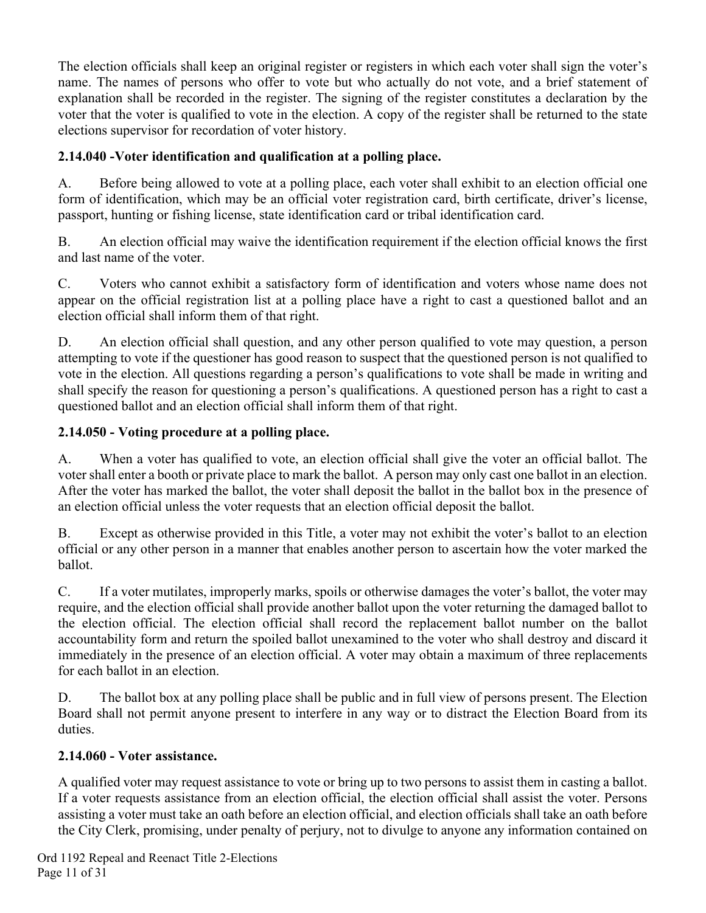The election officials shall keep an original register or registers in which each voter shall sign the voter's name. The names of persons who offer to vote but who actually do not vote, and a brief statement of explanation shall be recorded in the register. The signing of the register constitutes a declaration by the voter that the voter is qualified to vote in the election. A copy of the register shall be returned to the state elections supervisor for recordation of voter history.

**2.14.040 -Voter identification and qualification at a polling place.**

A. Before being allowed to vote at a polling place, each voter shall exhibit to an election official one form of identification, which may be an official voter registration card, birth certificate, driver's license, passport, hunting or fishing license, state identification card or tribal identification card.

B. An election official may waive the identification requirement if the election official knows the first and last name of the voter.

C. Voters who cannot exhibit a satisfactory form of identification and voters whose name does not appear on the official registration list at a polling place have a right to cast a questioned ballot and an election official shall inform them of that right.

D. An election official shall question, and any other person qualified to vote may question, a person attempting to vote if the questioner has good reason to suspect that the questioned person is not qualified to vote in the election. All questions regarding a person's qualifications to vote shall be made in writing and shall specify the reason for questioning a person's qualifications. A questioned person has a right to cast a questioned ballot and an election official shall inform them of that right.

**2.14.050 - Voting procedure at a polling place.**

A. When a voter has qualified to vote, an election official shall give the voter an official ballot. The voter shall enter a booth or private place to mark the ballot. A person may only cast one ballot in an election. After the voter has marked the ballot, the voter shall deposit the ballot in the ballot box in the presence of an election official unless the voter requests that an election official deposit the ballot.

B. Except as otherwise provided in this Title, a voter may not exhibit the voter's ballot to an election official or any other person in a manner that enables another person to ascertain how the voter marked the ballot.

C. If a voter mutilates, improperly marks, spoils or otherwise damages the voter's ballot, the voter may require, and the election official shall provide another ballot upon the voter returning the damaged ballot to the election official. The election official shall record the replacement ballot number on the ballot accountability form and return the spoiled ballot unexamined to the voter who shall destroy and discard it immediately in the presence of an election official. A voter may obtain a maximum of three replacements for each ballot in an election.

D. The ballot box at any polling place shall be public and in full view of persons present. The Election Board shall not permit anyone present to interfere in any way or to distract the Election Board from its duties.

**2.14.060 - Voter assistance.**

A qualified voter may request assistance to vote or bring up to two persons to assist them in casting a ballot. If a voter requests assistance from an election official, the election official shall assist the voter. Persons assisting a voter must take an oath before an election official, and election officials shall take an oath before the City Clerk, promising, under penalty of perjury, not to divulge to anyone any information contained on

Ord 1192 Repeal and Reenact Title 2-Elections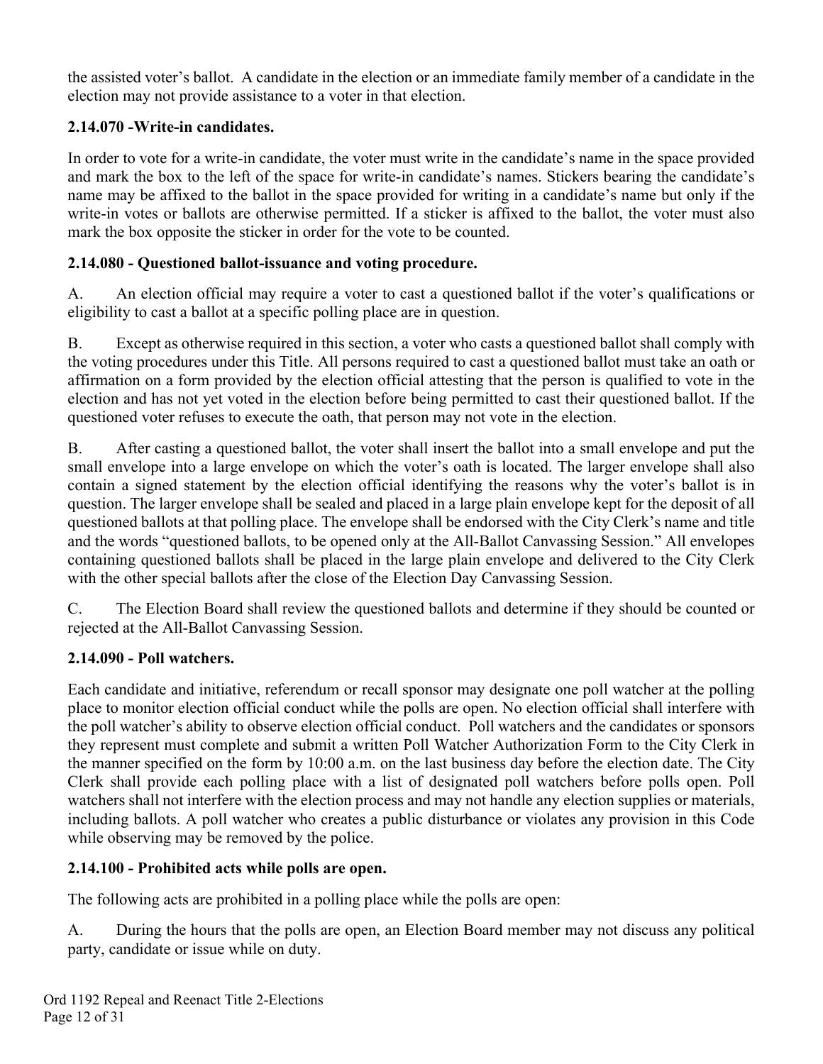the assisted voter's ballot. A candidate in the election or an immediate family member of a candidate in the election may not provide assistance to a voter in that election.

### 2.14.070 -Write-in candidates.

In order to vote for a write-in candidate, the voter must write in the candidate's name in the space provided and mark the box to the left of the space for write-in candidate's names. Stickers bearing the candidate's name may be affixed to the ballot in the space provided for writing in a candidate's name but only if the write-in votes or ballots are otherwise permitted. If a sticker is affixed to the ballot, the voter must also mark the box opposite the sticker in order for the vote to be counted.

### 2.14.080 - Questioned ballot-issuance and voting procedure.

A. An election official may require a voter to cast a questioned ballot if the voter's qualifications or eligibility to cast a ballot at a specific polling place are in question.

B. Except as otherwise required in this section, a voter who casts a questioned ballot shall comply with the voting procedures under this Title. All persons required to cast a questioned ballot must take an oath or affirmation on a form provided by the election official attesting that the person is qualified to vote in the election and has not yet voted in the election before being permitted to cast their questioned ballot. If the questioned voter refuses to execute the oath, that person may not vote in the election.

B. After casting a questioned ballot, the voter shall insert the ballot into a small envelope and put the small envelope into a large envelope on which the voter's oath is located. The larger envelope shall also contain a signed statement by the election official identifying the reasons why the voter's ballot is in question. The larger envelope shall be sealed and placed in a large plain envelope kept for the deposit of all questioned ballots at that polling place. The envelope shall be endorsed with the City Clerk's name and title and the words "questioned ballots, to be opened only at the All-Ballot Canvassing Session." All envelopes containing questioned ballots shall be placed in the large plain envelope and delivered to the City Clerk with the other special ballots after the close of the Election Day Canvassing Session.

C. The Election Board shall review the questioned ballots and determine if they should be counted or rejected at the All-Ballot Canvassing Session.

### 2.14.090 - Poll watchers.

Each candidate and initiative, referendum or recall sponsor may designate one poll watcher at the polling place to monitor election official conduct while the polls are open. No election official shall interfere with the poll watcher's ability to observe election official conduct. Poll watchers and the candidates or sponsors they represent must complete and submit a written Poll Watcher Authorization Form to the City Clerk in the manner specified on the form by 10:00 a.m. on the last business day before the election date. The City Clerk shall provide each polling place with a list of designated poll watchers before polls open. Poll watchers shall not interfere with the election process and may not handle any election supplies or materials, including ballots. A poll watcher who creates a public disturbance or violates any provision in this Code while observing may be removed by the police.

### 2.14.100 - Prohibited acts while polls are open.

The following acts are prohibited in a polling place while the polls are open:

A. During the hours that the polls are open, an Election Board member may not discuss any political party, candidate or issue while on duty.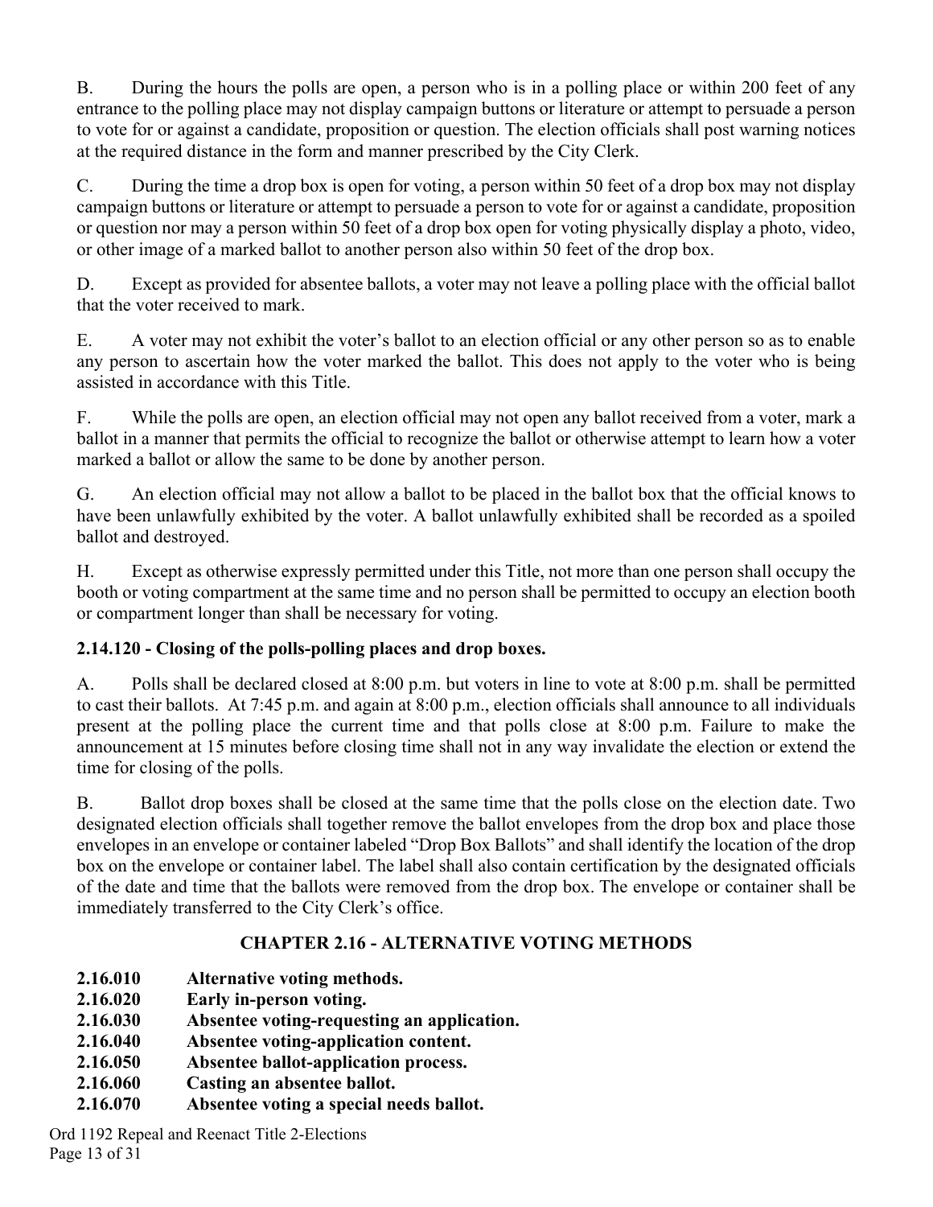B. During the hours the polls are open, a person who is in a polling place or within 200 feet of any entrance to the polling place may not display campaign buttons or literature or attempt to persuade a person to vote for or against a candidate, proposition or question. The election officials shall post warning notices at the required distance in the form and manner prescribed by the City Clerk.

C. During the time a drop box is open for voting, a person within 50 feet of a drop box may not display campaign buttons or literature or attempt to persuade a person to vote for or against a candidate, proposition or question nor may a person within 50 feet of a drop box open for voting physically display a photo, video, or other image of a marked ballot to another person also within 50 feet of the drop box.

D. Except as provided for absentee ballots, a voter may not leave a polling place with the official ballot that the voter received to mark.

E. A voter may not exhibit the voter's ballot to an election official or any other person so as to enable any person to ascertain how the voter marked the ballot. This does not apply to the voter who is being assisted in accordance with this Title.

F. While the polls are open, an election official may not open any ballot received from a voter, mark a ballot in a manner that permits the official to recognize the ballot or otherwise attempt to learn how a voter marked a ballot or allow the same to be done by another person.

G. An election official may not allow a ballot to be placed in the ballot box that the official knows to have been unlawfully exhibited by the voter. A ballot unlawfully exhibited shall be recorded as a spoiled ballot and destroyed.

H. Except as otherwise expressly permitted under this Title, not more than one person shall occupy the booth or voting compartment at the same time and no person shall be permitted to occupy an election booth or compartment longer than shall be necessary for voting.

**2.14.120 - Closing of the polls-polling places and drop boxes.**

A. Polls shall be declared closed at 8:00 p.m. but voters in line to vote at 8:00 p.m. shall be permitted to cast their ballots. At 7:45 p.m. and again at 8:00 p.m., election officials shall announce to all individuals present at the polling place the current time and that polls close at 8:00 p.m. Failure to make the announcement at 15 minutes before closing time shall not in any way invalidate the election or extend the time for closing of the polls.

B. Ballot drop boxes shall be closed at the same time that the polls close on the election date. Two designated election officials shall together remove the ballot envelopes from the drop box and place those envelopes in an envelope or container labeled "Drop Box Ballots" and shall identify the location of the drop box on the envelope or container label. The label shall also contain certification by the designated officials of the date and time that the ballots were removed from the drop box. The envelope or container shall be immediately transferred to the City Clerk's office.

## CHAPTER 2.16 - ALTERNATIVE VOTING METHODS

**2.16.010 Alternative voting methods.**
**2.16.020 Early in-person voting.**
**2.16.030 Absentee voting-requesting an application.**
**2.16.040 Absentee voting-application content.**
**2.16.050 Absentee ballot-application process.**
**2.16.060 Casting an absentee ballot.**
**2.16.070 Absentee voting a special needs ballot.**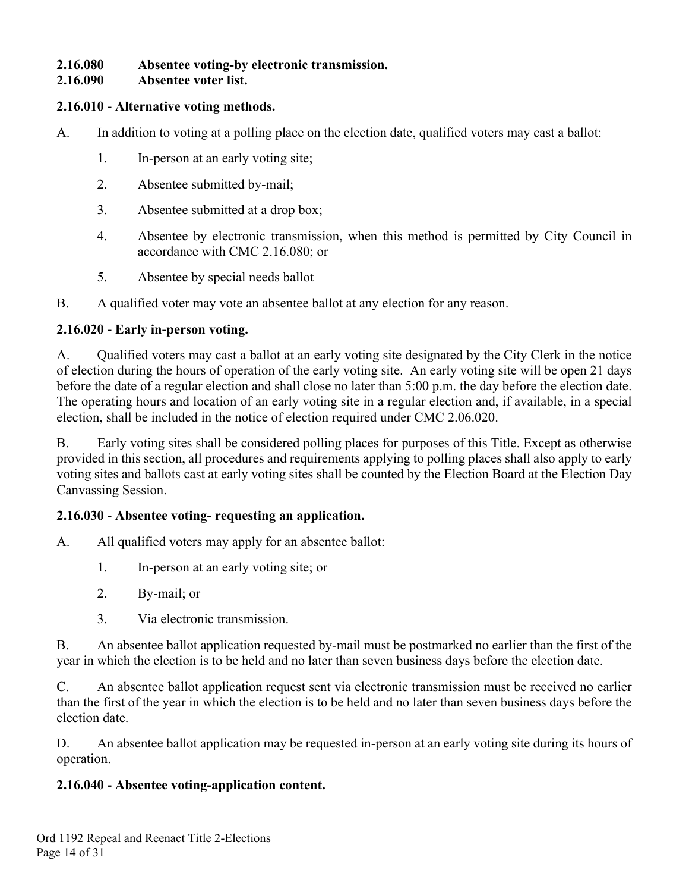**2.16.080 Absentee voting-by electronic transmission.**
**2.16.090 Absentee voter list.**

### 2.16.010 - Alternative voting methods.

A. In addition to voting at a polling place on the election date, qualified voters may cast a ballot:

1. In-person at an early voting site;
2. Absentee submitted by-mail;
3. Absentee submitted at a drop box;
4. Absentee by electronic transmission, when this method is permitted by City Council in accordance with CMC 2.16.080; or
5. Absentee by special needs ballot

B. A qualified voter may vote an absentee ballot at any election for any reason.

### 2.16.020 - Early in-person voting.

A. Qualified voters may cast a ballot at an early voting site designated by the City Clerk in the notice of election during the hours of operation of the early voting site. An early voting site will be open 21 days before the date of a regular election and shall close no later than 5:00 p.m. the day before the election date. The operating hours and location of an early voting site in a regular election and, if available, in a special election, shall be included in the notice of election required under CMC 2.06.020.

B. Early voting sites shall be considered polling places for purposes of this Title. Except as otherwise provided in this section, all procedures and requirements applying to polling places shall also apply to early voting sites and ballots cast at early voting sites shall be counted by the Election Board at the Election Day Canvassing Session.

### 2.16.030 - Absentee voting- requesting an application.

A. All qualified voters may apply for an absentee ballot:

1. In-person at an early voting site; or
2. By-mail; or
3. Via electronic transmission.

B. An absentee ballot application requested by-mail must be postmarked no earlier than the first of the year in which the election is to be held and no later than seven business days before the election date.

C. An absentee ballot application request sent via electronic transmission must be received no earlier than the first of the year in which the election is to be held and no later than seven business days before the election date.

D. An absentee ballot application may be requested in-person at an early voting site during its hours of operation.

### 2.16.040 - Absentee voting-application content.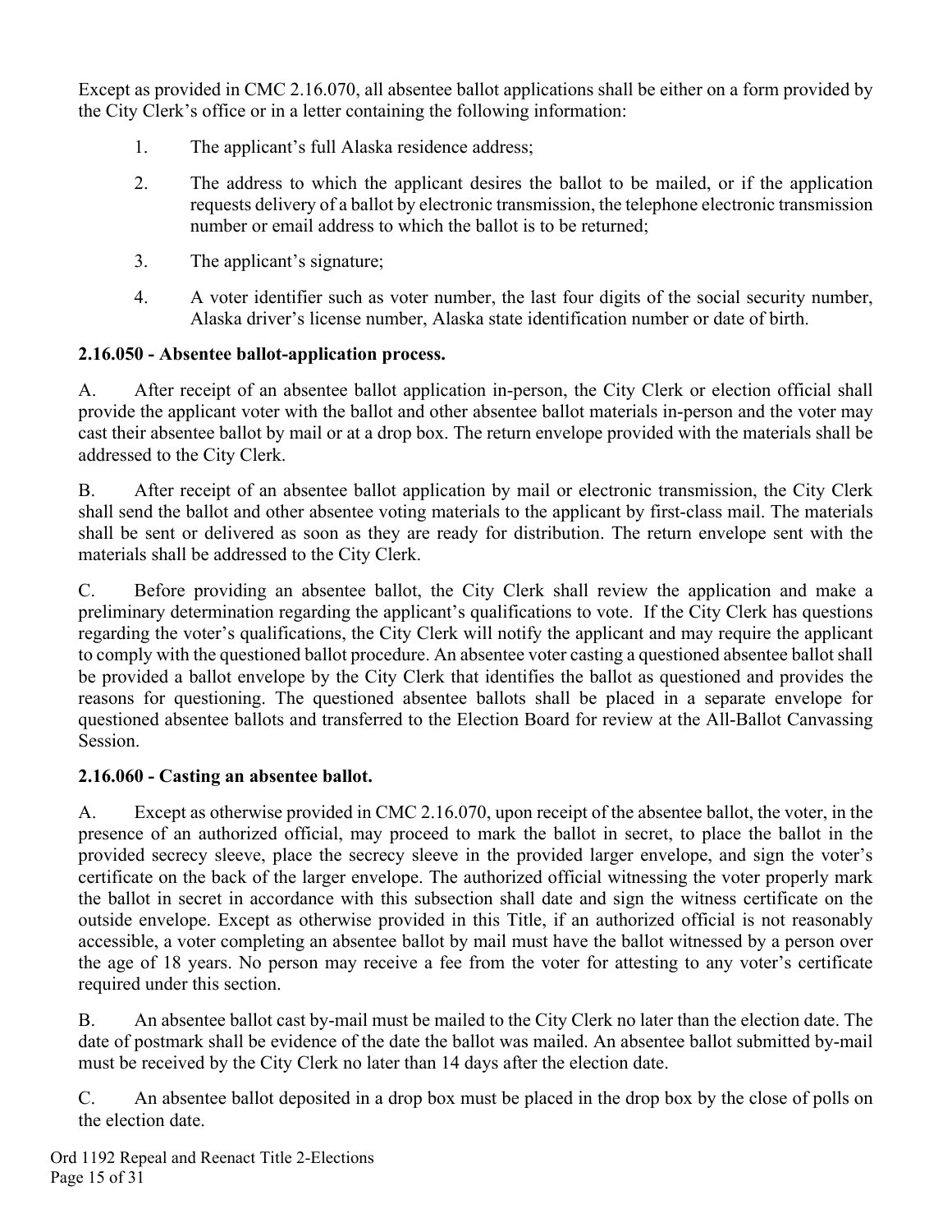Except as provided in CMC 2.16.070, all absentee ballot applications shall be either on a form provided by the City Clerk's office or in a letter containing the following information:

1. The applicant's full Alaska residence address;
2. The address to which the applicant desires the ballot to be mailed, or if the application requests delivery of a ballot by electronic transmission, the telephone electronic transmission number or email address to which the ballot is to be returned;
3. The applicant's signature;
4. A voter identifier such as voter number, the last four digits of the social security number, Alaska driver's license number, Alaska state identification number or date of birth.

### 2.16.050 - Absentee ballot-application process.

A. After receipt of an absentee ballot application in-person, the City Clerk or election official shall provide the applicant voter with the ballot and other absentee ballot materials in-person and the voter may cast their absentee ballot by mail or at a drop box. The return envelope provided with the materials shall be addressed to the City Clerk.

B. After receipt of an absentee ballot application by mail or electronic transmission, the City Clerk shall send the ballot and other absentee voting materials to the applicant by first-class mail. The materials shall be sent or delivered as soon as they are ready for distribution. The return envelope sent with the materials shall be addressed to the City Clerk.

C. Before providing an absentee ballot, the City Clerk shall review the application and make a preliminary determination regarding the applicant's qualifications to vote. If the City Clerk has questions regarding the voter's qualifications, the City Clerk will notify the applicant and may require the applicant to comply with the questioned ballot procedure. An absentee voter casting a questioned absentee ballot shall be provided a ballot envelope by the City Clerk that identifies the ballot as questioned and provides the reasons for questioning. The questioned absentee ballots shall be placed in a separate envelope for questioned absentee ballots and transferred to the Election Board for review at the All-Ballot Canvassing Session.

### 2.16.060 - Casting an absentee ballot.

A. Except as otherwise provided in CMC 2.16.070, upon receipt of the absentee ballot, the voter, in the presence of an authorized official, may proceed to mark the ballot in secret, to place the ballot in the provided secrecy sleeve, place the secrecy sleeve in the provided larger envelope, and sign the voter's certificate on the back of the larger envelope. The authorized official witnessing the voter properly mark the ballot in secret in accordance with this subsection shall date and sign the witness certificate on the outside envelope. Except as otherwise provided in this Title, if an authorized official is not reasonably accessible, a voter completing an absentee ballot by mail must have the ballot witnessed by a person over the age of 18 years. No person may receive a fee from the voter for attesting to any voter's certificate required under this section.

B. An absentee ballot cast by-mail must be mailed to the City Clerk no later than the election date. The date of postmark shall be evidence of the date the ballot was mailed. An absentee ballot submitted by-mail must be received by the City Clerk no later than 14 days after the election date.

C. An absentee ballot deposited in a drop box must be placed in the drop box by the close of polls on the election date.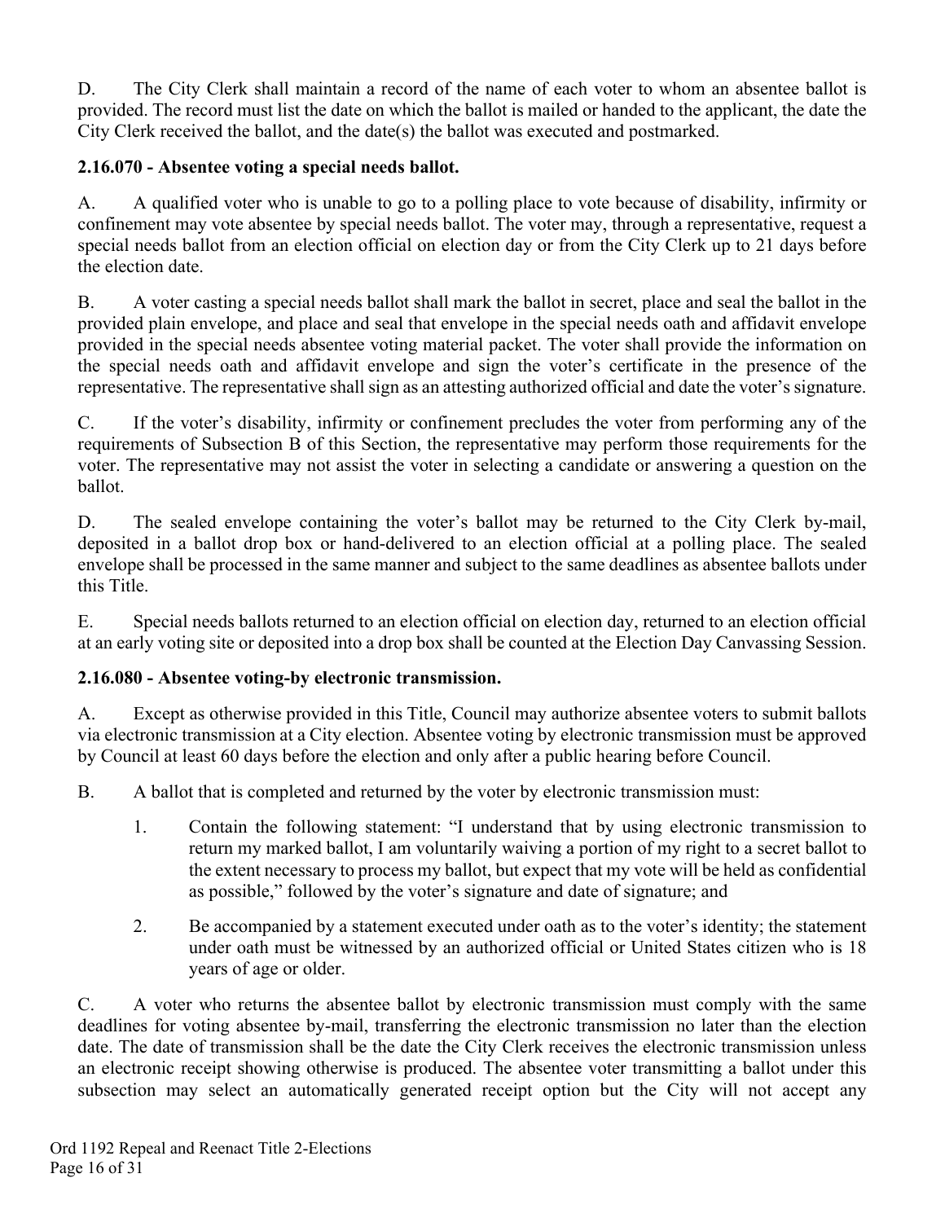D. The City Clerk shall maintain a record of the name of each voter to whom an absentee ballot is provided. The record must list the date on which the ballot is mailed or handed to the applicant, the date the City Clerk received the ballot, and the date(s) the ballot was executed and postmarked.

**2.16.070 - Absentee voting a special needs ballot.**

A. A qualified voter who is unable to go to a polling place to vote because of disability, infirmity or confinement may vote absentee by special needs ballot. The voter may, through a representative, request a special needs ballot from an election official on election day or from the City Clerk up to 21 days before the election date.

B. A voter casting a special needs ballot shall mark the ballot in secret, place and seal the ballot in the provided plain envelope, and place and seal that envelope in the special needs oath and affidavit envelope provided in the special needs absentee voting material packet. The voter shall provide the information on the special needs oath and affidavit envelope and sign the voter's certificate in the presence of the representative. The representative shall sign as an attesting authorized official and date the voter's signature.

C. If the voter's disability, infirmity or confinement precludes the voter from performing any of the requirements of Subsection B of this Section, the representative may perform those requirements for the voter. The representative may not assist the voter in selecting a candidate or answering a question on the ballot.

D. The sealed envelope containing the voter's ballot may be returned to the City Clerk by-mail, deposited in a ballot drop box or hand-delivered to an election official at a polling place. The sealed envelope shall be processed in the same manner and subject to the same deadlines as absentee ballots under this Title.

E. Special needs ballots returned to an election official on election day, returned to an election official at an early voting site or deposited into a drop box shall be counted at the Election Day Canvassing Session.

**2.16.080 - Absentee voting-by electronic transmission.**

A. Except as otherwise provided in this Title, Council may authorize absentee voters to submit ballots via electronic transmission at a City election. Absentee voting by electronic transmission must be approved by Council at least 60 days before the election and only after a public hearing before Council.

B. A ballot that is completed and returned by the voter by electronic transmission must:

1. Contain the following statement: "I understand that by using electronic transmission to return my marked ballot, I am voluntarily waiving a portion of my right to a secret ballot to the extent necessary to process my ballot, but expect that my vote will be held as confidential as possible," followed by the voter's signature and date of signature; and

2. Be accompanied by a statement executed under oath as to the voter's identity; the statement under oath must be witnessed by an authorized official or United States citizen who is 18 years of age or older.

C. A voter who returns the absentee ballot by electronic transmission must comply with the same deadlines for voting absentee by-mail, transferring the electronic transmission no later than the election date. The date of transmission shall be the date the City Clerk receives the electronic transmission unless an electronic receipt showing otherwise is produced. The absentee voter transmitting a ballot under this subsection may select an automatically generated receipt option but the City will not accept any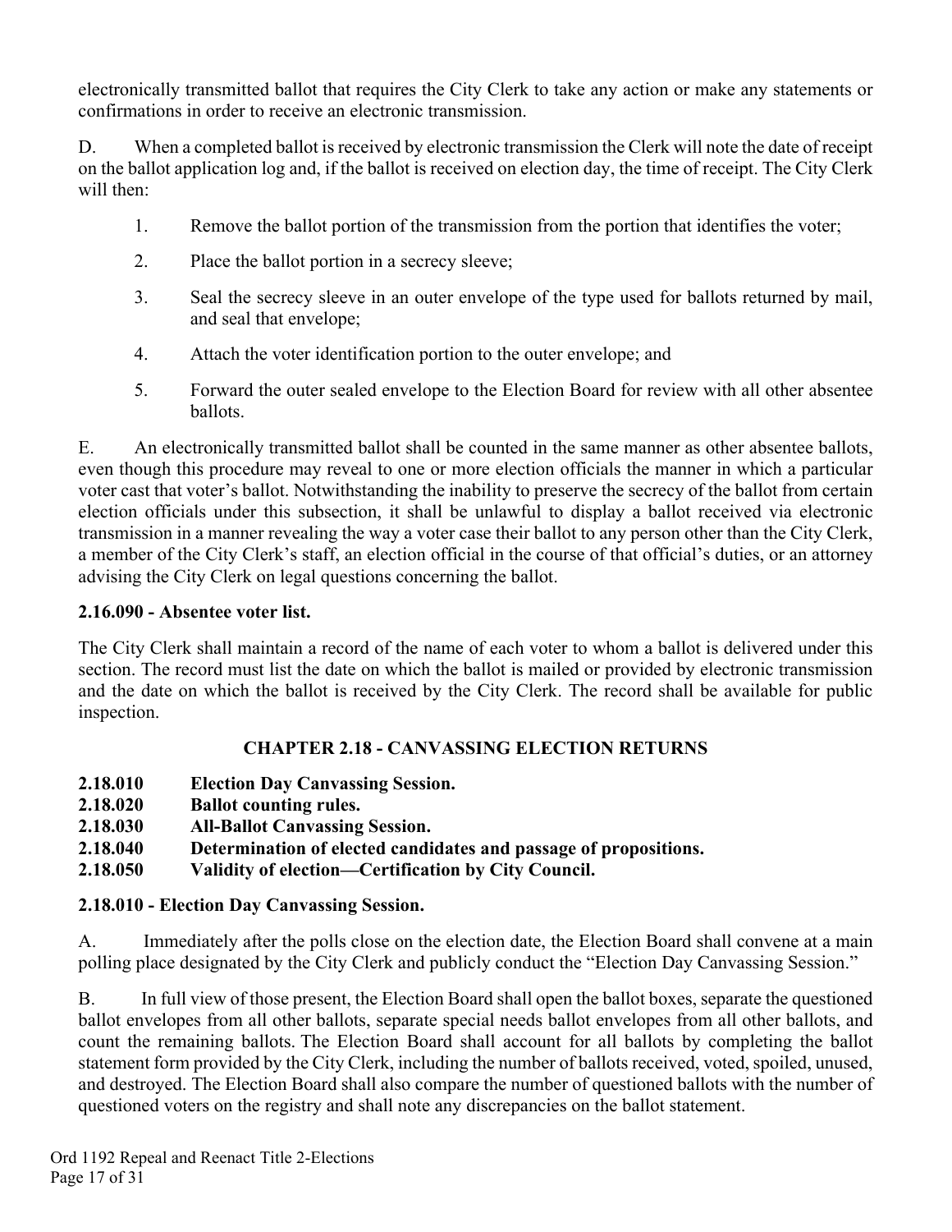electronically transmitted ballot that requires the City Clerk to take any action or make any statements or confirmations in order to receive an electronic transmission.

D. When a completed ballot is received by electronic transmission the Clerk will note the date of receipt on the ballot application log and, if the ballot is received on election day, the time of receipt. The City Clerk will then:

1. Remove the ballot portion of the transmission from the portion that identifies the voter;
2. Place the ballot portion in a secrecy sleeve;
3. Seal the secrecy sleeve in an outer envelope of the type used for ballots returned by mail, and seal that envelope;
4. Attach the voter identification portion to the outer envelope; and
5. Forward the outer sealed envelope to the Election Board for review with all other absentee ballots.

E. An electronically transmitted ballot shall be counted in the same manner as other absentee ballots, even though this procedure may reveal to one or more election officials the manner in which a particular voter cast that voter's ballot. Notwithstanding the inability to preserve the secrecy of the ballot from certain election officials under this subsection, it shall be unlawful to display a ballot received via electronic transmission in a manner revealing the way a voter case their ballot to any person other than the City Clerk, a member of the City Clerk's staff, an election official in the course of that official's duties, or an attorney advising the City Clerk on legal questions concerning the ballot.

### 2.16.090 - Absentee voter list.

The City Clerk shall maintain a record of the name of each voter to whom a ballot is delivered under this section. The record must list the date on which the ballot is mailed or provided by electronic transmission and the date on which the ballot is received by the City Clerk. The record shall be available for public inspection.

## CHAPTER 2.18 - CANVASSING ELECTION RETURNS

**2.18.010 Election Day Canvassing Session.**
**2.18.020 Ballot counting rules.**
**2.18.030 All-Ballot Canvassing Session.**
**2.18.040 Determination of elected candidates and passage of propositions.**
**2.18.050 Validity of election—Certification by City Council.**

### 2.18.010 - Election Day Canvassing Session.

A. Immediately after the polls close on the election date, the Election Board shall convene at a main polling place designated by the City Clerk and publicly conduct the "Election Day Canvassing Session."

B. In full view of those present, the Election Board shall open the ballot boxes, separate the questioned ballot envelopes from all other ballots, separate special needs ballot envelopes from all other ballots, and count the remaining ballots. The Election Board shall account for all ballots by completing the ballot statement form provided by the City Clerk, including the number of ballots received, voted, spoiled, unused, and destroyed. The Election Board shall also compare the number of questioned ballots with the number of questioned voters on the registry and shall note any discrepancies on the ballot statement.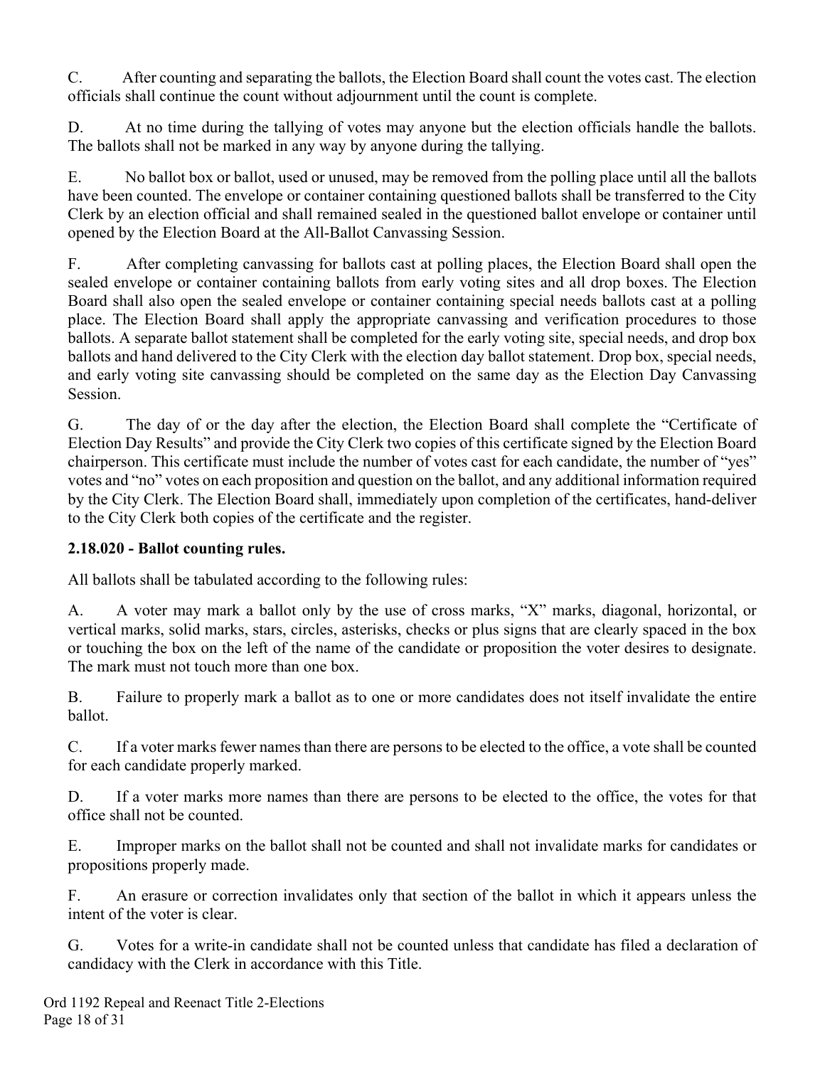C. After counting and separating the ballots, the Election Board shall count the votes cast. The election officials shall continue the count without adjournment until the count is complete.

D. At no time during the tallying of votes may anyone but the election officials handle the ballots. The ballots shall not be marked in any way by anyone during the tallying.

E. No ballot box or ballot, used or unused, may be removed from the polling place until all the ballots have been counted. The envelope or container containing questioned ballots shall be transferred to the City Clerk by an election official and shall remained sealed in the questioned ballot envelope or container until opened by the Election Board at the All-Ballot Canvassing Session.

F. After completing canvassing for ballots cast at polling places, the Election Board shall open the sealed envelope or container containing ballots from early voting sites and all drop boxes. The Election Board shall also open the sealed envelope or container containing special needs ballots cast at a polling place. The Election Board shall apply the appropriate canvassing and verification procedures to those ballots. A separate ballot statement shall be completed for the early voting site, special needs, and drop box ballots and hand delivered to the City Clerk with the election day ballot statement. Drop box, special needs, and early voting site canvassing should be completed on the same day as the Election Day Canvassing Session.

G. The day of or the day after the election, the Election Board shall complete the "Certificate of Election Day Results" and provide the City Clerk two copies of this certificate signed by the Election Board chairperson. This certificate must include the number of votes cast for each candidate, the number of "yes" votes and "no" votes on each proposition and question on the ballot, and any additional information required by the City Clerk. The Election Board shall, immediately upon completion of the certificates, hand-deliver to the City Clerk both copies of the certificate and the register.

**2.18.020 - Ballot counting rules.**

All ballots shall be tabulated according to the following rules:

A. A voter may mark a ballot only by the use of cross marks, "X" marks, diagonal, horizontal, or vertical marks, solid marks, stars, circles, asterisks, checks or plus signs that are clearly spaced in the box or touching the box on the left of the name of the candidate or proposition the voter desires to designate. The mark must not touch more than one box.

B. Failure to properly mark a ballot as to one or more candidates does not itself invalidate the entire ballot.

C. If a voter marks fewer names than there are persons to be elected to the office, a vote shall be counted for each candidate properly marked.

D. If a voter marks more names than there are persons to be elected to the office, the votes for that office shall not be counted.

E. Improper marks on the ballot shall not be counted and shall not invalidate marks for candidates or propositions properly made.

F. An erasure or correction invalidates only that section of the ballot in which it appears unless the intent of the voter is clear.

G. Votes for a write-in candidate shall not be counted unless that candidate has filed a declaration of candidacy with the Clerk in accordance with this Title.

Ord 1192 Repeal and Reenact Title 2-Elections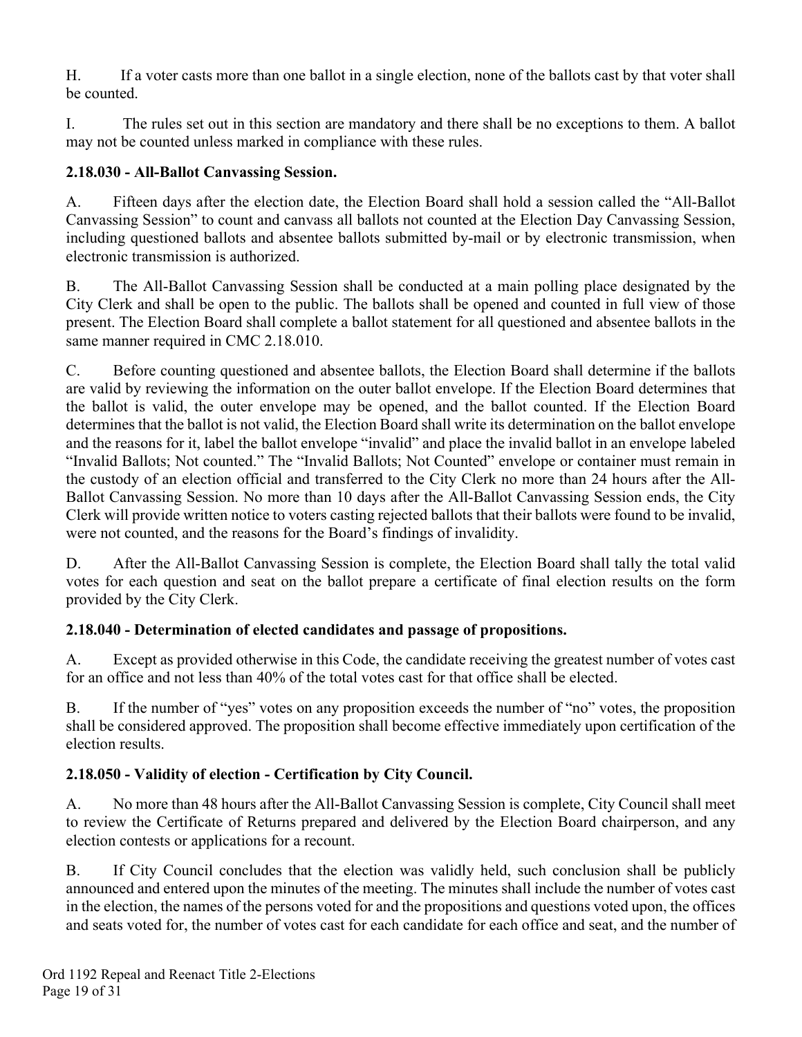H. If a voter casts more than one ballot in a single election, none of the ballots cast by that voter shall be counted.

I. The rules set out in this section are mandatory and there shall be no exceptions to them. A ballot may not be counted unless marked in compliance with these rules.

### 2.18.030 - All-Ballot Canvassing Session.

A. Fifteen days after the election date, the Election Board shall hold a session called the "All-Ballot Canvassing Session" to count and canvass all ballots not counted at the Election Day Canvassing Session, including questioned ballots and absentee ballots submitted by-mail or by electronic transmission, when electronic transmission is authorized.

B. The All-Ballot Canvassing Session shall be conducted at a main polling place designated by the City Clerk and shall be open to the public. The ballots shall be opened and counted in full view of those present. The Election Board shall complete a ballot statement for all questioned and absentee ballots in the same manner required in CMC 2.18.010.

C. Before counting questioned and absentee ballots, the Election Board shall determine if the ballots are valid by reviewing the information on the outer ballot envelope. If the Election Board determines that the ballot is valid, the outer envelope may be opened, and the ballot counted. If the Election Board determines that the ballot is not valid, the Election Board shall write its determination on the ballot envelope and the reasons for it, label the ballot envelope "invalid" and place the invalid ballot in an envelope labeled "Invalid Ballots; Not counted." The "Invalid Ballots; Not Counted" envelope or container must remain in the custody of an election official and transferred to the City Clerk no more than 24 hours after the All-Ballot Canvassing Session. No more than 10 days after the All-Ballot Canvassing Session ends, the City Clerk will provide written notice to voters casting rejected ballots that their ballots were found to be invalid, were not counted, and the reasons for the Board's findings of invalidity.

D. After the All-Ballot Canvassing Session is complete, the Election Board shall tally the total valid votes for each question and seat on the ballot prepare a certificate of final election results on the form provided by the City Clerk.

### 2.18.040 - Determination of elected candidates and passage of propositions.

A. Except as provided otherwise in this Code, the candidate receiving the greatest number of votes cast for an office and not less than 40% of the total votes cast for that office shall be elected.

B. If the number of "yes" votes on any proposition exceeds the number of "no" votes, the proposition shall be considered approved. The proposition shall become effective immediately upon certification of the election results.

### 2.18.050 - Validity of election - Certification by City Council.

A. No more than 48 hours after the All-Ballot Canvassing Session is complete, City Council shall meet to review the Certificate of Returns prepared and delivered by the Election Board chairperson, and any election contests or applications for a recount.

B. If City Council concludes that the election was validly held, such conclusion shall be publicly announced and entered upon the minutes of the meeting. The minutes shall include the number of votes cast in the election, the names of the persons voted for and the propositions and questions voted upon, the offices and seats voted for, the number of votes cast for each candidate for each office and seat, and the number of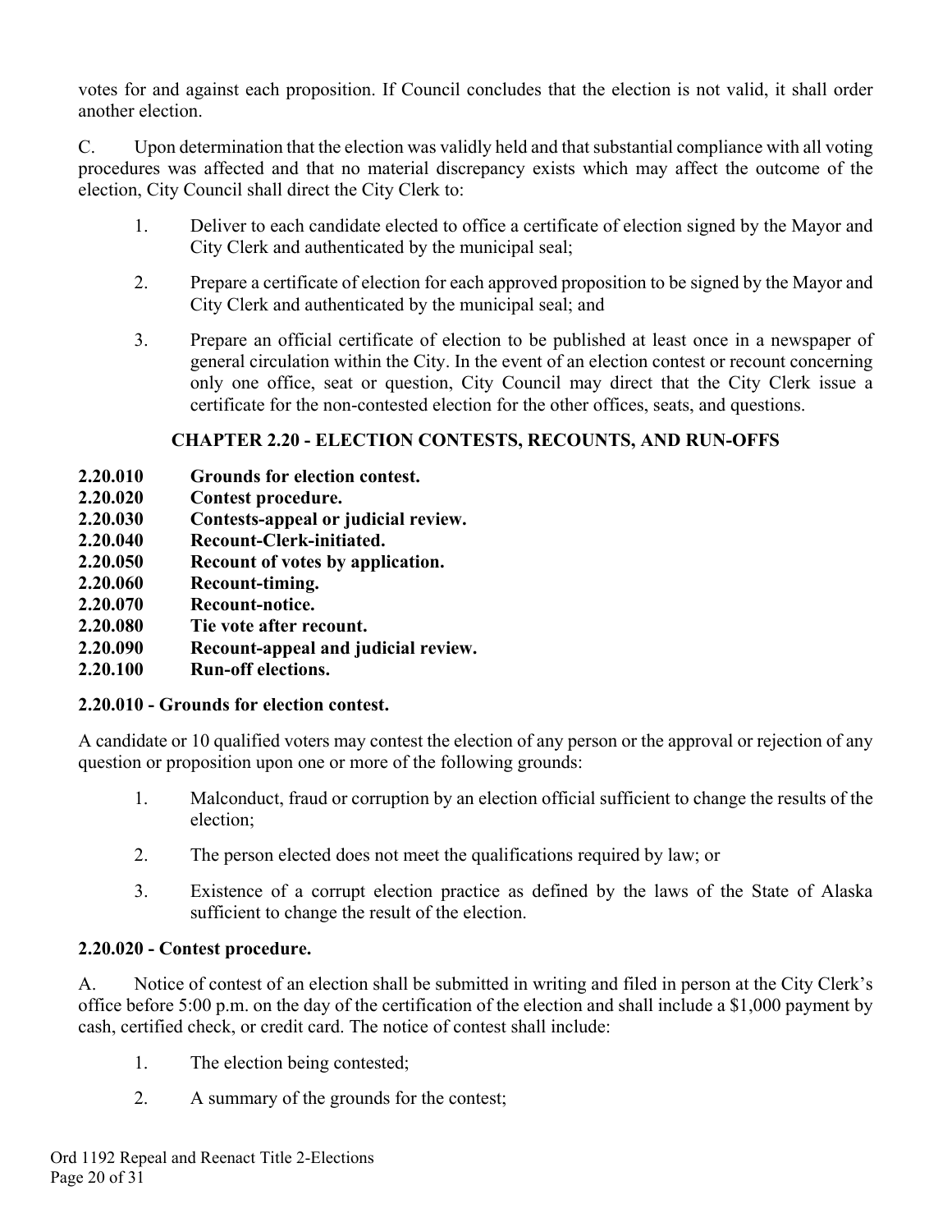votes for and against each proposition. If Council concludes that the election is not valid, it shall order another election.

C. Upon determination that the election was validly held and that substantial compliance with all voting procedures was affected and that no material discrepancy exists which may affect the outcome of the election, City Council shall direct the City Clerk to:

1. Deliver to each candidate elected to office a certificate of election signed by the Mayor and City Clerk and authenticated by the municipal seal;

2. Prepare a certificate of election for each approved proposition to be signed by the Mayor and City Clerk and authenticated by the municipal seal; and

3. Prepare an official certificate of election to be published at least once in a newspaper of general circulation within the City. In the event of an election contest or recount concerning only one office, seat or question, City Council may direct that the City Clerk issue a certificate for the non-contested election for the other offices, seats, and questions.

## CHAPTER 2.20 - ELECTION CONTESTS, RECOUNTS, AND RUN-OFFS

**2.20.010 Grounds for election contest.**
**2.20.020 Contest procedure.**
**2.20.030 Contests-appeal or judicial review.**
**2.20.040 Recount-Clerk-initiated.**
**2.20.050 Recount of votes by application.**
**2.20.060 Recount-timing.**
**2.20.070 Recount-notice.**
**2.20.080 Tie vote after recount.**
**2.20.090 Recount-appeal and judicial review.**
**2.20.100 Run-off elections.**

### 2.20.010 - Grounds for election contest.

A candidate or 10 qualified voters may contest the election of any person or the approval or rejection of any question or proposition upon one or more of the following grounds:

1. Malconduct, fraud or corruption by an election official sufficient to change the results of the election;

2. The person elected does not meet the qualifications required by law; or

3. Existence of a corrupt election practice as defined by the laws of the State of Alaska sufficient to change the result of the election.

### 2.20.020 - Contest procedure.

A. Notice of contest of an election shall be submitted in writing and filed in person at the City Clerk's office before 5:00 p.m. on the day of the certification of the election and shall include a $1,000 payment by cash, certified check, or credit card. The notice of contest shall include:

1. The election being contested;

2. A summary of the grounds for the contest;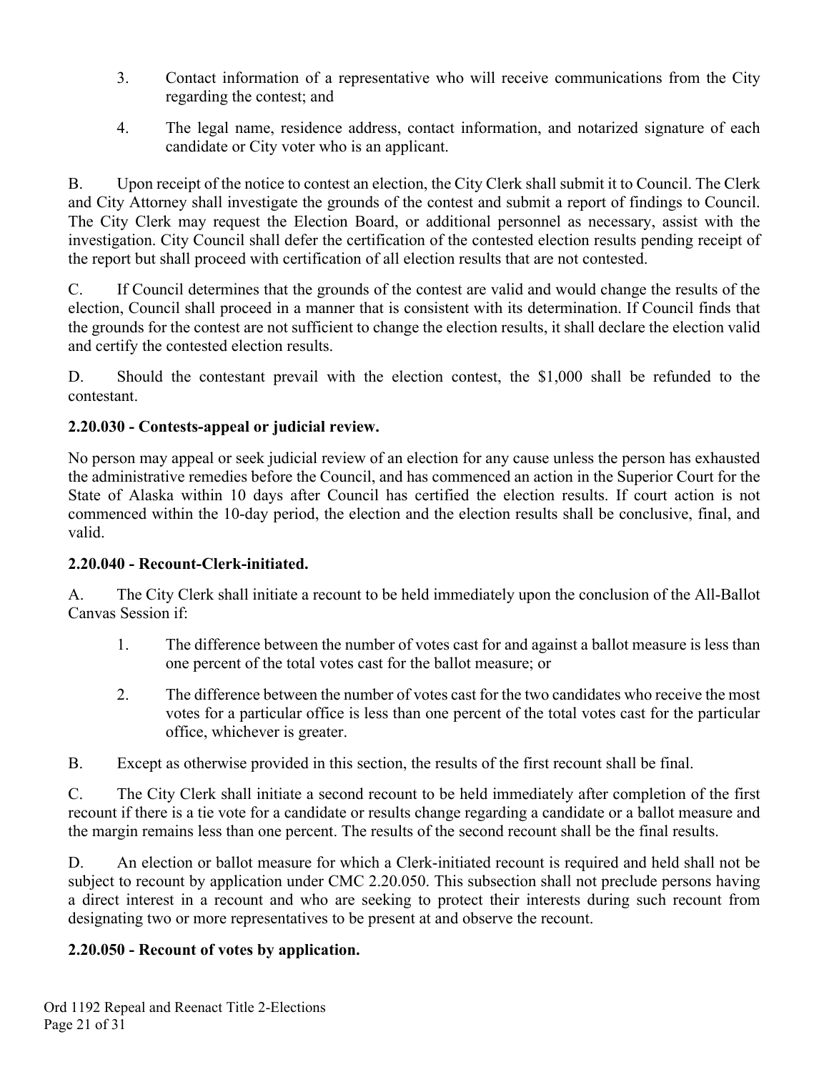3. Contact information of a representative who will receive communications from the City regarding the contest; and

4. The legal name, residence address, contact information, and notarized signature of each candidate or City voter who is an applicant.

B. Upon receipt of the notice to contest an election, the City Clerk shall submit it to Council. The Clerk and City Attorney shall investigate the grounds of the contest and submit a report of findings to Council. The City Clerk may request the Election Board, or additional personnel as necessary, assist with the investigation. City Council shall defer the certification of the contested election results pending receipt of the report but shall proceed with certification of all election results that are not contested.

C. If Council determines that the grounds of the contest are valid and would change the results of the election, Council shall proceed in a manner that is consistent with its determination. If Council finds that the grounds for the contest are not sufficient to change the election results, it shall declare the election valid and certify the contested election results.

D. Should the contestant prevail with the election contest, the $1,000 shall be refunded to the contestant.

**2.20.030 - Contests-appeal or judicial review.**

No person may appeal or seek judicial review of an election for any cause unless the person has exhausted the administrative remedies before the Council, and has commenced an action in the Superior Court for the State of Alaska within 10 days after Council has certified the election results. If court action is not commenced within the 10-day period, the election and the election results shall be conclusive, final, and valid.

**2.20.040 - Recount-Clerk-initiated.**

A. The City Clerk shall initiate a recount to be held immediately upon the conclusion of the All-Ballot Canvas Session if:

1. The difference between the number of votes cast for and against a ballot measure is less than one percent of the total votes cast for the ballot measure; or

2. The difference between the number of votes cast for the two candidates who receive the most votes for a particular office is less than one percent of the total votes cast for the particular office, whichever is greater.

B. Except as otherwise provided in this section, the results of the first recount shall be final.

C. The City Clerk shall initiate a second recount to be held immediately after completion of the first recount if there is a tie vote for a candidate or results change regarding a candidate or a ballot measure and the margin remains less than one percent. The results of the second recount shall be the final results.

D. An election or ballot measure for which a Clerk-initiated recount is required and held shall not be subject to recount by application under CMC 2.20.050. This subsection shall not preclude persons having a direct interest in a recount and who are seeking to protect their interests during such recount from designating two or more representatives to be present at and observe the recount.

**2.20.050 - Recount of votes by application.**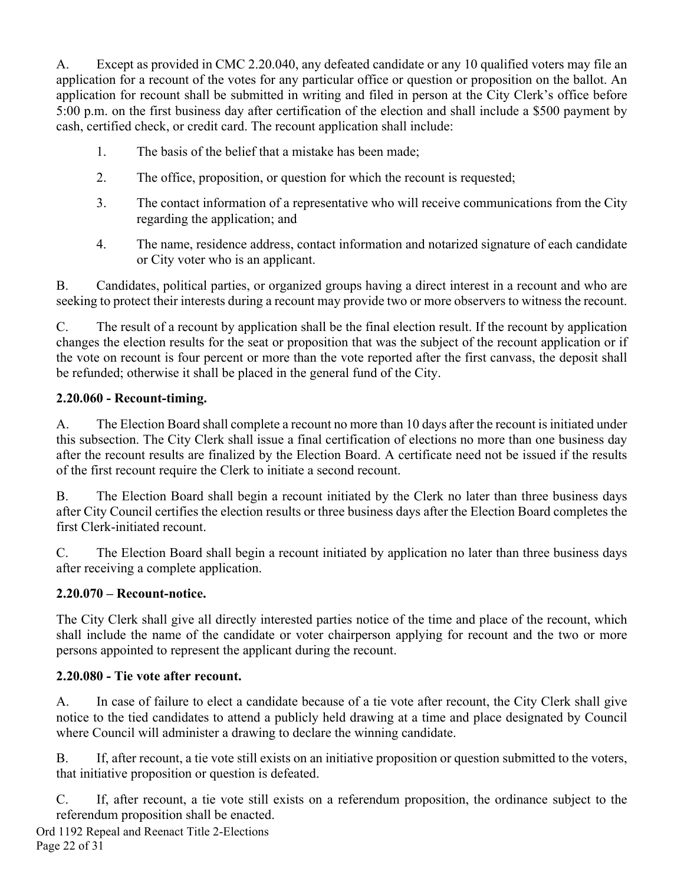A. Except as provided in CMC 2.20.040, any defeated candidate or any 10 qualified voters may file an application for a recount of the votes for any particular office or question or proposition on the ballot. An application for recount shall be submitted in writing and filed in person at the City Clerk's office before 5:00 p.m. on the first business day after certification of the election and shall include a $500 payment by cash, certified check, or credit card. The recount application shall include:

1. The basis of the belief that a mistake has been made;
2. The office, proposition, or question for which the recount is requested;
3. The contact information of a representative who will receive communications from the City regarding the application; and
4. The name, residence address, contact information and notarized signature of each candidate or City voter who is an applicant.

B. Candidates, political parties, or organized groups having a direct interest in a recount and who are seeking to protect their interests during a recount may provide two or more observers to witness the recount.

C. The result of a recount by application shall be the final election result. If the recount by application changes the election results for the seat or proposition that was the subject of the recount application or if the vote on recount is four percent or more than the vote reported after the first canvass, the deposit shall be refunded; otherwise it shall be placed in the general fund of the City.

### 2.20.060 - Recount-timing.

A. The Election Board shall complete a recount no more than 10 days after the recount is initiated under this subsection. The City Clerk shall issue a final certification of elections no more than one business day after the recount results are finalized by the Election Board. A certificate need not be issued if the results of the first recount require the Clerk to initiate a second recount.

B. The Election Board shall begin a recount initiated by the Clerk no later than three business days after City Council certifies the election results or three business days after the Election Board completes the first Clerk-initiated recount.

C. The Election Board shall begin a recount initiated by application no later than three business days after receiving a complete application.

### 2.20.070 – Recount-notice.

The City Clerk shall give all directly interested parties notice of the time and place of the recount, which shall include the name of the candidate or voter chairperson applying for recount and the two or more persons appointed to represent the applicant during the recount.

### 2.20.080 - Tie vote after recount.

A. In case of failure to elect a candidate because of a tie vote after recount, the City Clerk shall give notice to the tied candidates to attend a publicly held drawing at a time and place designated by Council where Council will administer a drawing to declare the winning candidate.

B. If, after recount, a tie vote still exists on an initiative proposition or question submitted to the voters, that initiative proposition or question is defeated.

C. If, after recount, a tie vote still exists on a referendum proposition, the ordinance subject to the referendum proposition shall be enacted.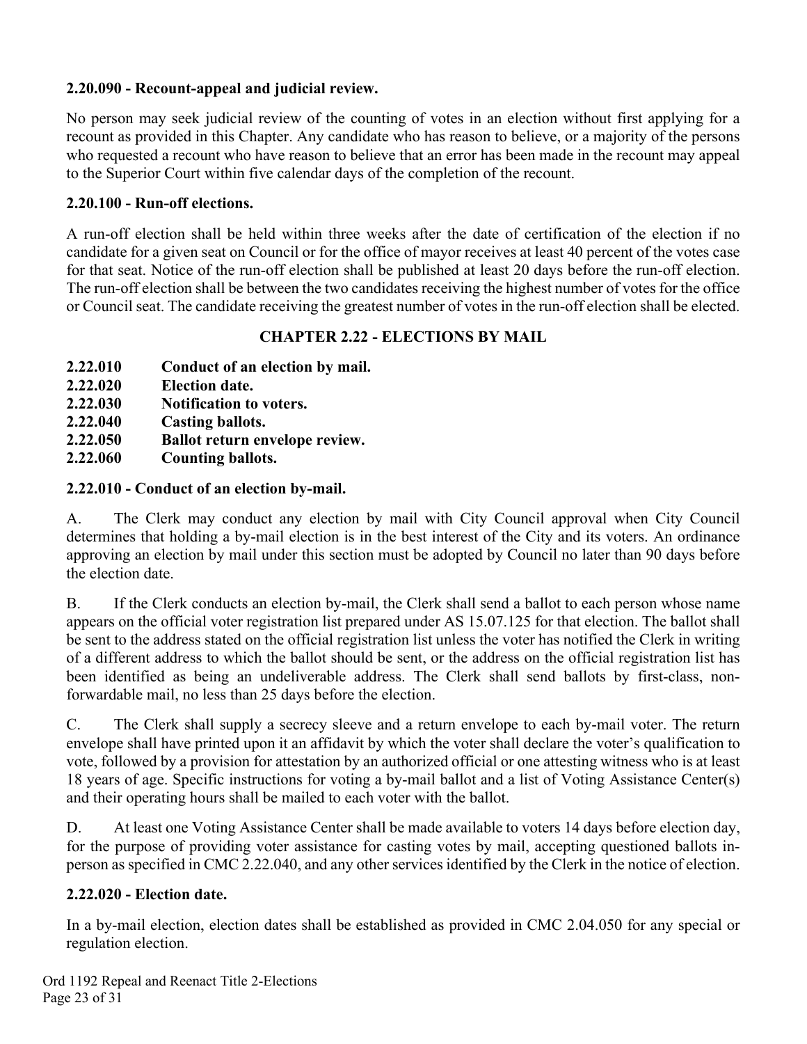**2.20.090 - Recount-appeal and judicial review.**

No person may seek judicial review of the counting of votes in an election without first applying for a recount as provided in this Chapter. Any candidate who has reason to believe, or a majority of the persons who requested a recount who have reason to believe that an error has been made in the recount may appeal to the Superior Court within five calendar days of the completion of the recount.

**2.20.100 - Run-off elections.**

A run-off election shall be held within three weeks after the date of certification of the election if no candidate for a given seat on Council or for the office of mayor receives at least 40 percent of the votes case for that seat. Notice of the run-off election shall be published at least 20 days before the run-off election. The run-off election shall be between the two candidates receiving the highest number of votes for the office or Council seat. The candidate receiving the greatest number of votes in the run-off election shall be elected.

## CHAPTER 2.22 - ELECTIONS BY MAIL

**2.22.010 Conduct of an election by mail.**
**2.22.020 Election date.**
**2.22.030 Notification to voters.**
**2.22.040 Casting ballots.**
**2.22.050 Ballot return envelope review.**
**2.22.060 Counting ballots.**

**2.22.010 - Conduct of an election by-mail.**

A. The Clerk may conduct any election by mail with City Council approval when City Council determines that holding a by-mail election is in the best interest of the City and its voters. An ordinance approving an election by mail under this section must be adopted by Council no later than 90 days before the election date.

B. If the Clerk conducts an election by-mail, the Clerk shall send a ballot to each person whose name appears on the official voter registration list prepared under AS 15.07.125 for that election. The ballot shall be sent to the address stated on the official registration list unless the voter has notified the Clerk in writing of a different address to which the ballot should be sent, or the address on the official registration list has been identified as being an undeliverable address. The Clerk shall send ballots by first-class, non-forwardable mail, no less than 25 days before the election.

C. The Clerk shall supply a secrecy sleeve and a return envelope to each by-mail voter. The return envelope shall have printed upon it an affidavit by which the voter shall declare the voter's qualification to vote, followed by a provision for attestation by an authorized official or one attesting witness who is at least 18 years of age. Specific instructions for voting a by-mail ballot and a list of Voting Assistance Center(s) and their operating hours shall be mailed to each voter with the ballot.

D. At least one Voting Assistance Center shall be made available to voters 14 days before election day, for the purpose of providing voter assistance for casting votes by mail, accepting questioned ballots in-person as specified in CMC 2.22.040, and any other services identified by the Clerk in the notice of election.

**2.22.020 - Election date.**

In a by-mail election, election dates shall be established as provided in CMC 2.04.050 for any special or regulation election.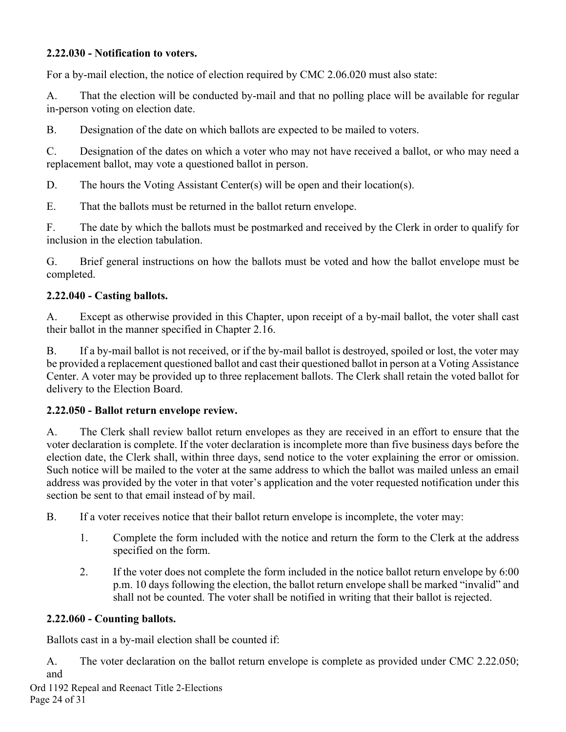**2.22.030 - Notification to voters.**

For a by-mail election, the notice of election required by CMC 2.06.020 must also state:

A. That the election will be conducted by-mail and that no polling place will be available for regular in-person voting on election date.

B. Designation of the date on which ballots are expected to be mailed to voters.

C. Designation of the dates on which a voter who may not have received a ballot, or who may need a replacement ballot, may vote a questioned ballot in person.

D. The hours the Voting Assistant Center(s) will be open and their location(s).

E. That the ballots must be returned in the ballot return envelope.

F. The date by which the ballots must be postmarked and received by the Clerk in order to qualify for inclusion in the election tabulation.

G. Brief general instructions on how the ballots must be voted and how the ballot envelope must be completed.

**2.22.040 - Casting ballots.**

A. Except as otherwise provided in this Chapter, upon receipt of a by-mail ballot, the voter shall cast their ballot in the manner specified in Chapter 2.16.

B. If a by-mail ballot is not received, or if the by-mail ballot is destroyed, spoiled or lost, the voter may be provided a replacement questioned ballot and cast their questioned ballot in person at a Voting Assistance Center. A voter may be provided up to three replacement ballots. The Clerk shall retain the voted ballot for delivery to the Election Board.

**2.22.050 - Ballot return envelope review.**

A. The Clerk shall review ballot return envelopes as they are received in an effort to ensure that the voter declaration is complete. If the voter declaration is incomplete more than five business days before the election date, the Clerk shall, within three days, send notice to the voter explaining the error or omission. Such notice will be mailed to the voter at the same address to which the ballot was mailed unless an email address was provided by the voter in that voter's application and the voter requested notification under this section be sent to that email instead of by mail.

B. If a voter receives notice that their ballot return envelope is incomplete, the voter may:

1. Complete the form included with the notice and return the form to the Clerk at the address specified on the form.

2. If the voter does not complete the form included in the notice ballot return envelope by 6:00 p.m. 10 days following the election, the ballot return envelope shall be marked "invalid" and shall not be counted. The voter shall be notified in writing that their ballot is rejected.

**2.22.060 - Counting ballots.**

Ballots cast in a by-mail election shall be counted if:

A. The voter declaration on the ballot return envelope is complete as provided under CMC 2.22.050; and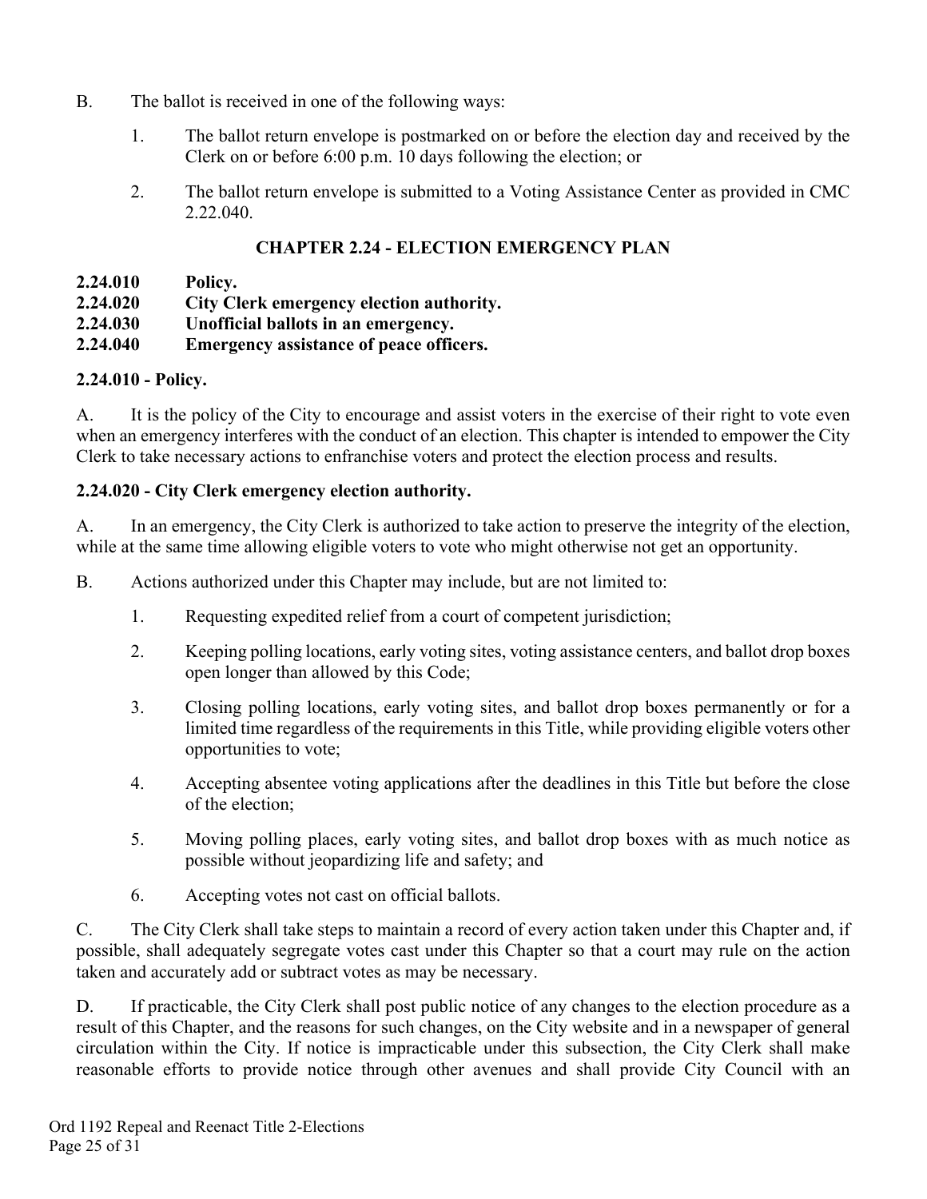B. The ballot is received in one of the following ways:

1. The ballot return envelope is postmarked on or before the election day and received by the Clerk on or before 6:00 p.m. 10 days following the election; or

2. The ballot return envelope is submitted to a Voting Assistance Center as provided in CMC 2.22.040.

## CHAPTER 2.24 - ELECTION EMERGENCY PLAN

**2.24.010 Policy.**
**2.24.020 City Clerk emergency election authority.**
**2.24.030 Unofficial ballots in an emergency.**
**2.24.040 Emergency assistance of peace officers.**

### 2.24.010 - Policy.

A. It is the policy of the City to encourage and assist voters in the exercise of their right to vote even when an emergency interferes with the conduct of an election. This chapter is intended to empower the City Clerk to take necessary actions to enfranchise voters and protect the election process and results.

### 2.24.020 - City Clerk emergency election authority.

A. In an emergency, the City Clerk is authorized to take action to preserve the integrity of the election, while at the same time allowing eligible voters to vote who might otherwise not get an opportunity.

B. Actions authorized under this Chapter may include, but are not limited to:

1. Requesting expedited relief from a court of competent jurisdiction;

2. Keeping polling locations, early voting sites, voting assistance centers, and ballot drop boxes open longer than allowed by this Code;

3. Closing polling locations, early voting sites, and ballot drop boxes permanently or for a limited time regardless of the requirements in this Title, while providing eligible voters other opportunities to vote;

4. Accepting absentee voting applications after the deadlines in this Title but before the close of the election;

5. Moving polling places, early voting sites, and ballot drop boxes with as much notice as possible without jeopardizing life and safety; and

6. Accepting votes not cast on official ballots.

C. The City Clerk shall take steps to maintain a record of every action taken under this Chapter and, if possible, shall adequately segregate votes cast under this Chapter so that a court may rule on the action taken and accurately add or subtract votes as may be necessary.

D. If practicable, the City Clerk shall post public notice of any changes to the election procedure as a result of this Chapter, and the reasons for such changes, on the City website and in a newspaper of general circulation within the City. If notice is impracticable under this subsection, the City Clerk shall make reasonable efforts to provide notice through other avenues and shall provide City Council with an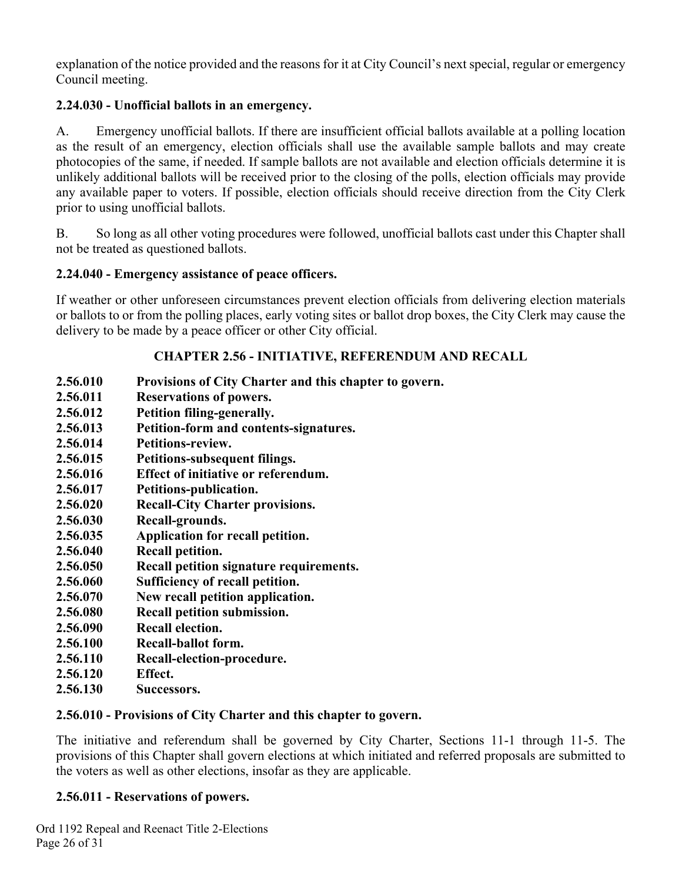explanation of the notice provided and the reasons for it at City Council's next special, regular or emergency Council meeting.

**2.24.030 - Unofficial ballots in an emergency.**

A. Emergency unofficial ballots. If there are insufficient official ballots available at a polling location as the result of an emergency, election officials shall use the available sample ballots and may create photocopies of the same, if needed. If sample ballots are not available and election officials determine it is unlikely additional ballots will be received prior to the closing of the polls, election officials may provide any available paper to voters. If possible, election officials should receive direction from the City Clerk prior to using unofficial ballots.

B. So long as all other voting procedures were followed, unofficial ballots cast under this Chapter shall not be treated as questioned ballots.

**2.24.040 - Emergency assistance of peace officers.**

If weather or other unforeseen circumstances prevent election officials from delivering election materials or ballots to or from the polling places, early voting sites or ballot drop boxes, the City Clerk may cause the delivery to be made by a peace officer or other City official.

## CHAPTER 2.56 - INITIATIVE, REFERENDUM AND RECALL

**2.56.010 Provisions of City Charter and this chapter to govern.**
**2.56.011 Reservations of powers.**
**2.56.012 Petition filing-generally.**
**2.56.013 Petition-form and contents-signatures.**
**2.56.014 Petitions-review.**
**2.56.015 Petitions-subsequent filings.**
**2.56.016 Effect of initiative or referendum.**
**2.56.017 Petitions-publication.**
**2.56.020 Recall-City Charter provisions.**
**2.56.030 Recall-grounds.**
**2.56.035 Application for recall petition.**
**2.56.040 Recall petition.**
**2.56.050 Recall petition signature requirements.**
**2.56.060 Sufficiency of recall petition.**
**2.56.070 New recall petition application.**
**2.56.080 Recall petition submission.**
**2.56.090 Recall election.**
**2.56.100 Recall-ballot form.**
**2.56.110 Recall-election-procedure.**
**2.56.120 Effect.**
**2.56.130 Successors.**

**2.56.010 - Provisions of City Charter and this chapter to govern.**

The initiative and referendum shall be governed by City Charter, Sections 11-1 through 11-5. The provisions of this Chapter shall govern elections at which initiated and referred proposals are submitted to the voters as well as other elections, insofar as they are applicable.

**2.56.011 - Reservations of powers.**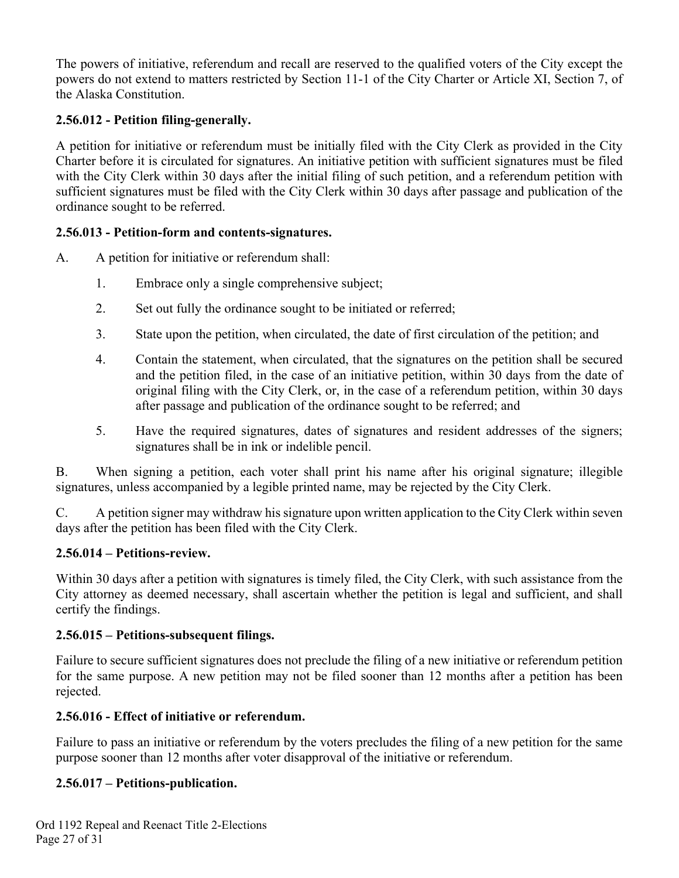The powers of initiative, referendum and recall are reserved to the qualified voters of the City except the powers do not extend to matters restricted by Section 11-1 of the City Charter or Article XI, Section 7, of the Alaska Constitution.

**2.56.012 - Petition filing-generally.**

A petition for initiative or referendum must be initially filed with the City Clerk as provided in the City Charter before it is circulated for signatures. An initiative petition with sufficient signatures must be filed with the City Clerk within 30 days after the initial filing of such petition, and a referendum petition with sufficient signatures must be filed with the City Clerk within 30 days after passage and publication of the ordinance sought to be referred.

**2.56.013 - Petition-form and contents-signatures.**

A. A petition for initiative or referendum shall:

1. Embrace only a single comprehensive subject;
2. Set out fully the ordinance sought to be initiated or referred;
3. State upon the petition, when circulated, the date of first circulation of the petition; and
4. Contain the statement, when circulated, that the signatures on the petition shall be secured and the petition filed, in the case of an initiative petition, within 30 days from the date of original filing with the City Clerk, or, in the case of a referendum petition, within 30 days after passage and publication of the ordinance sought to be referred; and
5. Have the required signatures, dates of signatures and resident addresses of the signers; signatures shall be in ink or indelible pencil.

B. When signing a petition, each voter shall print his name after his original signature; illegible signatures, unless accompanied by a legible printed name, may be rejected by the City Clerk.

C. A petition signer may withdraw his signature upon written application to the City Clerk within seven days after the petition has been filed with the City Clerk.

**2.56.014 – Petitions-review.**

Within 30 days after a petition with signatures is timely filed, the City Clerk, with such assistance from the City attorney as deemed necessary, shall ascertain whether the petition is legal and sufficient, and shall certify the findings.

**2.56.015 – Petitions-subsequent filings.**

Failure to secure sufficient signatures does not preclude the filing of a new initiative or referendum petition for the same purpose. A new petition may not be filed sooner than 12 months after a petition has been rejected.

**2.56.016 - Effect of initiative or referendum.**

Failure to pass an initiative or referendum by the voters precludes the filing of a new petition for the same purpose sooner than 12 months after voter disapproval of the initiative or referendum.

**2.56.017 – Petitions-publication.**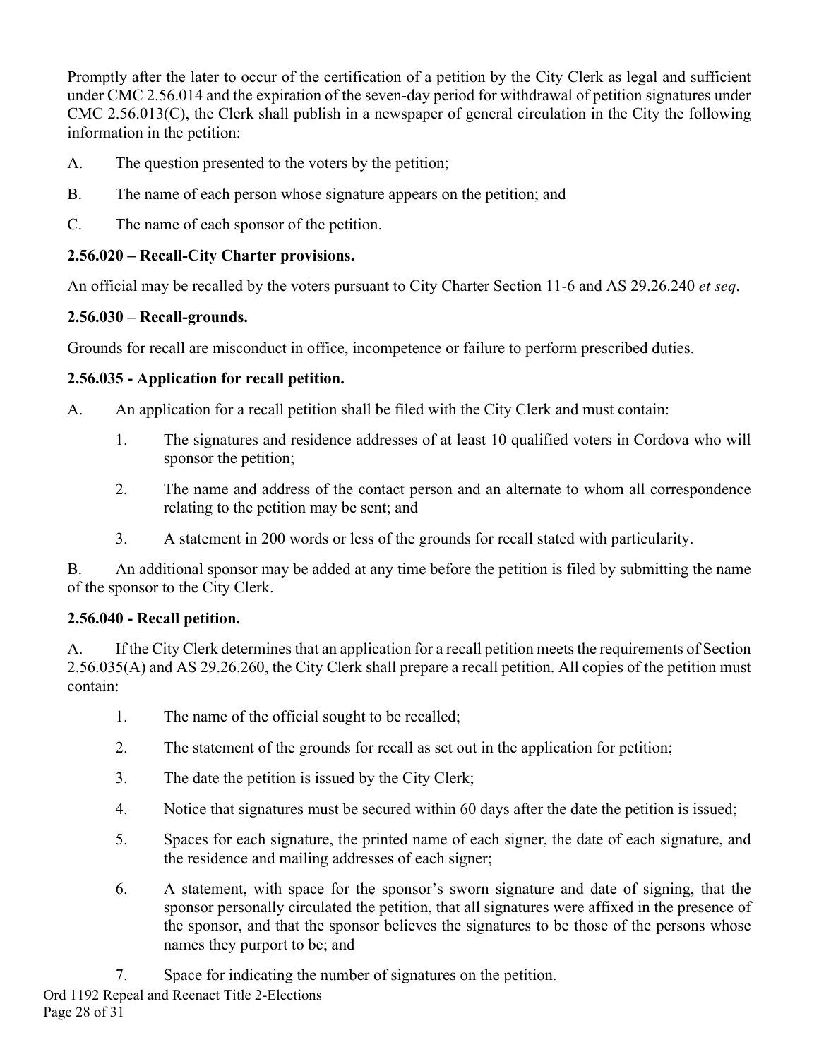Promptly after the later to occur of the certification of a petition by the City Clerk as legal and sufficient under CMC 2.56.014 and the expiration of the seven-day period for withdrawal of petition signatures under CMC 2.56.013(C), the Clerk shall publish in a newspaper of general circulation in the City the following information in the petition:

A. The question presented to the voters by the petition;

B. The name of each person whose signature appears on the petition; and

C. The name of each sponsor of the petition.

**2.56.020 – Recall-City Charter provisions.**

An official may be recalled by the voters pursuant to City Charter Section 11-6 and AS 29.26.240 *et seq*.

**2.56.030 – Recall-grounds.**

Grounds for recall are misconduct in office, incompetence or failure to perform prescribed duties.

**2.56.035 - Application for recall petition.**

A. An application for a recall petition shall be filed with the City Clerk and must contain:

1. The signatures and residence addresses of at least 10 qualified voters in Cordova who will sponsor the petition;

2. The name and address of the contact person and an alternate to whom all correspondence relating to the petition may be sent; and

3. A statement in 200 words or less of the grounds for recall stated with particularity.

B. An additional sponsor may be added at any time before the petition is filed by submitting the name of the sponsor to the City Clerk.

**2.56.040 - Recall petition.**

A. If the City Clerk determines that an application for a recall petition meets the requirements of Section 2.56.035(A) and AS 29.26.260, the City Clerk shall prepare a recall petition. All copies of the petition must contain:

1. The name of the official sought to be recalled;

2. The statement of the grounds for recall as set out in the application for petition;

3. The date the petition is issued by the City Clerk;

4. Notice that signatures must be secured within 60 days after the date the petition is issued;

5. Spaces for each signature, the printed name of each signer, the date of each signature, and the residence and mailing addresses of each signer;

6. A statement, with space for the sponsor's sworn signature and date of signing, that the sponsor personally circulated the petition, that all signatures were affixed in the presence of the sponsor, and that the sponsor believes the signatures to be those of the persons whose names they purport to be; and

7. Space for indicating the number of signatures on the petition.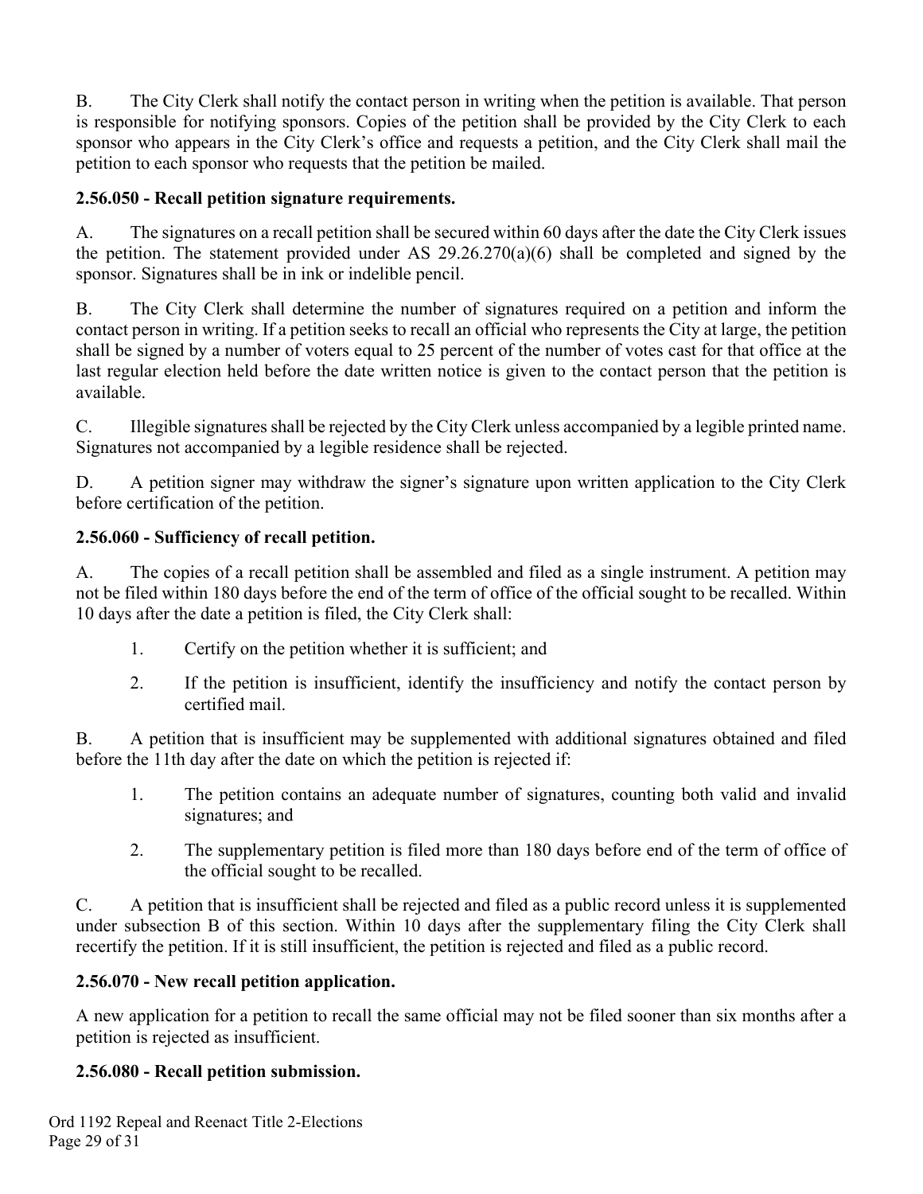B. The City Clerk shall notify the contact person in writing when the petition is available. That person is responsible for notifying sponsors. Copies of the petition shall be provided by the City Clerk to each sponsor who appears in the City Clerk's office and requests a petition, and the City Clerk shall mail the petition to each sponsor who requests that the petition be mailed.

**2.56.050 - Recall petition signature requirements.**

A. The signatures on a recall petition shall be secured within 60 days after the date the City Clerk issues the petition. The statement provided under AS 29.26.270(a)(6) shall be completed and signed by the sponsor. Signatures shall be in ink or indelible pencil.

B. The City Clerk shall determine the number of signatures required on a petition and inform the contact person in writing. If a petition seeks to recall an official who represents the City at large, the petition shall be signed by a number of voters equal to 25 percent of the number of votes cast for that office at the last regular election held before the date written notice is given to the contact person that the petition is available.

C. Illegible signatures shall be rejected by the City Clerk unless accompanied by a legible printed name. Signatures not accompanied by a legible residence shall be rejected.

D. A petition signer may withdraw the signer's signature upon written application to the City Clerk before certification of the petition.

**2.56.060 - Sufficiency of recall petition.**

A. The copies of a recall petition shall be assembled and filed as a single instrument. A petition may not be filed within 180 days before the end of the term of office of the official sought to be recalled. Within 10 days after the date a petition is filed, the City Clerk shall:

1. Certify on the petition whether it is sufficient; and
2. If the petition is insufficient, identify the insufficiency and notify the contact person by certified mail.

B. A petition that is insufficient may be supplemented with additional signatures obtained and filed before the 11th day after the date on which the petition is rejected if:

1. The petition contains an adequate number of signatures, counting both valid and invalid signatures; and
2. The supplementary petition is filed more than 180 days before end of the term of office of the official sought to be recalled.

C. A petition that is insufficient shall be rejected and filed as a public record unless it is supplemented under subsection B of this section. Within 10 days after the supplementary filing the City Clerk shall recertify the petition. If it is still insufficient, the petition is rejected and filed as a public record.

**2.56.070 - New recall petition application.**

A new application for a petition to recall the same official may not be filed sooner than six months after a petition is rejected as insufficient.

**2.56.080 - Recall petition submission.**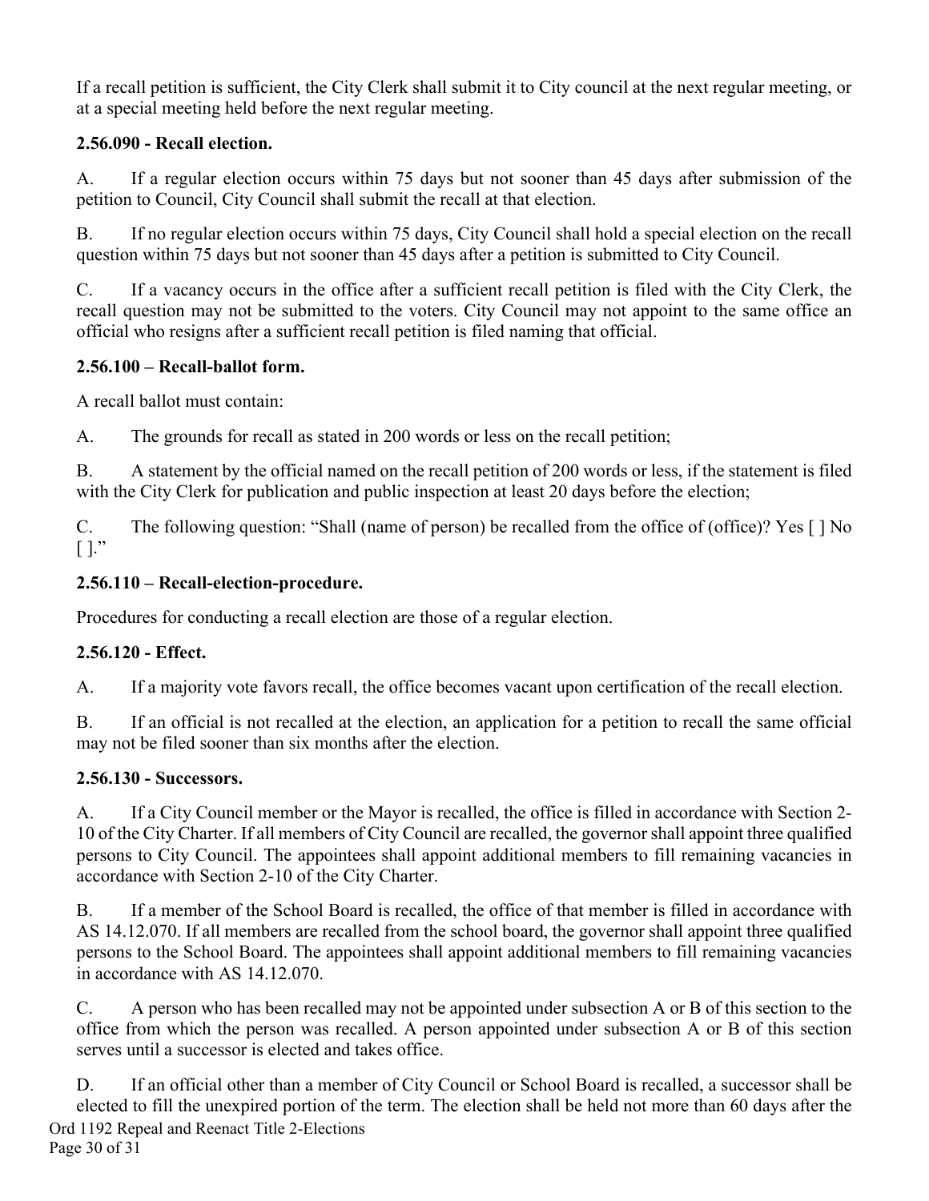If a recall petition is sufficient, the City Clerk shall submit it to City council at the next regular meeting, or at a special meeting held before the next regular meeting.

**2.56.090 - Recall election.**

A. If a regular election occurs within 75 days but not sooner than 45 days after submission of the petition to Council, City Council shall submit the recall at that election.

B. If no regular election occurs within 75 days, City Council shall hold a special election on the recall question within 75 days but not sooner than 45 days after a petition is submitted to City Council.

C. If a vacancy occurs in the office after a sufficient recall petition is filed with the City Clerk, the recall question may not be submitted to the voters. City Council may not appoint to the same office an official who resigns after a sufficient recall petition is filed naming that official.

**2.56.100 – Recall-ballot form.**

A recall ballot must contain:

A. The grounds for recall as stated in 200 words or less on the recall petition;

B. A statement by the official named on the recall petition of 200 words or less, if the statement is filed with the City Clerk for publication and public inspection at least 20 days before the election;

C. The following question: "Shall (name of person) be recalled from the office of (office)? Yes [ ] No [ ]."

**2.56.110 – Recall-election-procedure.**

Procedures for conducting a recall election are those of a regular election.

**2.56.120 - Effect.**

A. If a majority vote favors recall, the office becomes vacant upon certification of the recall election.

B. If an official is not recalled at the election, an application for a petition to recall the same official may not be filed sooner than six months after the election.

**2.56.130 - Successors.**

A. If a City Council member or the Mayor is recalled, the office is filled in accordance with Section 2-10 of the City Charter. If all members of City Council are recalled, the governor shall appoint three qualified persons to City Council. The appointees shall appoint additional members to fill remaining vacancies in accordance with Section 2-10 of the City Charter.

B. If a member of the School Board is recalled, the office of that member is filled in accordance with AS 14.12.070. If all members are recalled from the school board, the governor shall appoint three qualified persons to the School Board. The appointees shall appoint additional members to fill remaining vacancies in accordance with AS 14.12.070.

C. A person who has been recalled may not be appointed under subsection A or B of this section to the office from which the person was recalled. A person appointed under subsection A or B of this section serves until a successor is elected and takes office.

D. If an official other than a member of City Council or School Board is recalled, a successor shall be elected to fill the unexpired portion of the term. The election shall be held not more than 60 days after the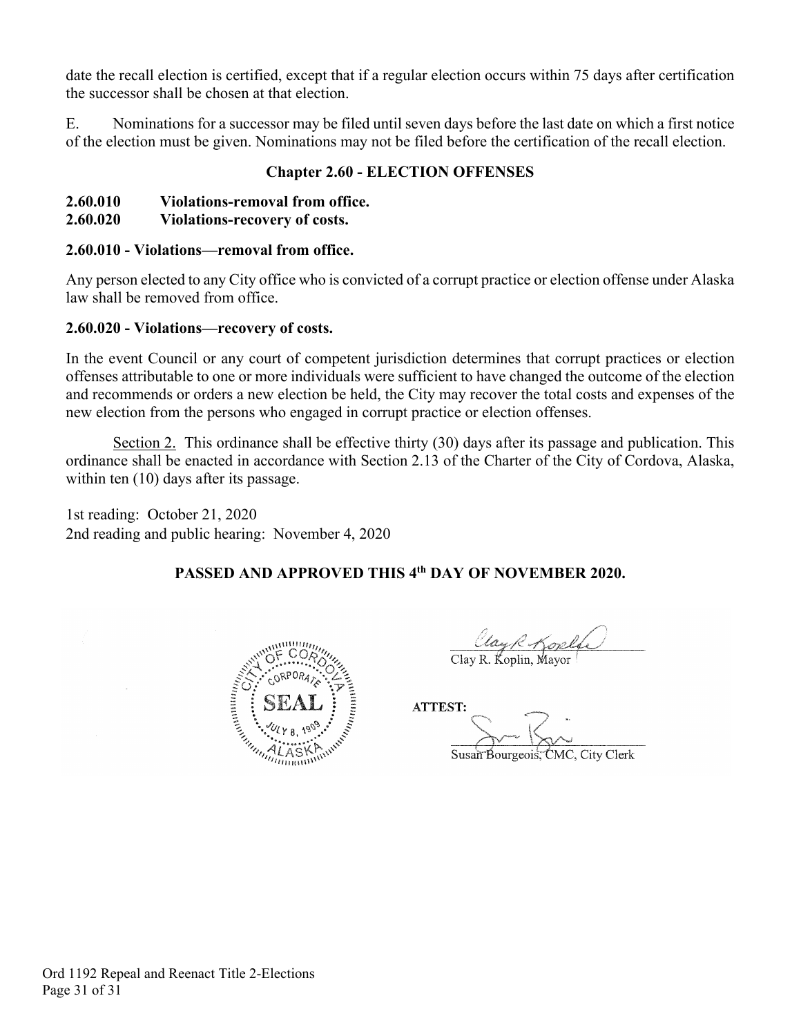date the recall election is certified, except that if a regular election occurs within 75 days after certification the successor shall be chosen at that election.

E. Nominations for a successor may be filed until seven days before the last date on which a first notice of the election must be given. Nominations may not be filed before the certification of the recall election.

## Chapter 2.60 - ELECTION OFFENSES

**2.60.010 Violations-removal from office.**
**2.60.020 Violations-recovery of costs.**

### 2.60.010 - Violations—removal from office.

Any person elected to any City office who is convicted of a corrupt practice or election offense under Alaska law shall be removed from office.

### 2.60.020 - Violations—recovery of costs.

In the event Council or any court of competent jurisdiction determines that corrupt practices or election offenses attributable to one or more individuals were sufficient to have changed the outcome of the election and recommends or orders a new election be held, the City may recover the total costs and expenses of the new election from the persons who engaged in corrupt practice or election offenses.

Section 2. This ordinance shall be effective thirty (30) days after its passage and publication. This ordinance shall be enacted in accordance with Section 2.13 of the Charter of the City of Cordova, Alaska, within ten (10) days after its passage.

1st reading: October 21, 2020
2nd reading and public hearing: November 4, 2020

**PASSED AND APPROVED THIS 4th DAY OF NOVEMBER 2020.**

CITY OF CORDOVA CORPORATE SEAL JULY 8, 1909 ALASKA

Clay R. Koplin, Mayor

**ATTEST:**

Susan Bourgeois, CMC, City Clerk

Ord 1192 Repeal and Reenact Title 2-Elections